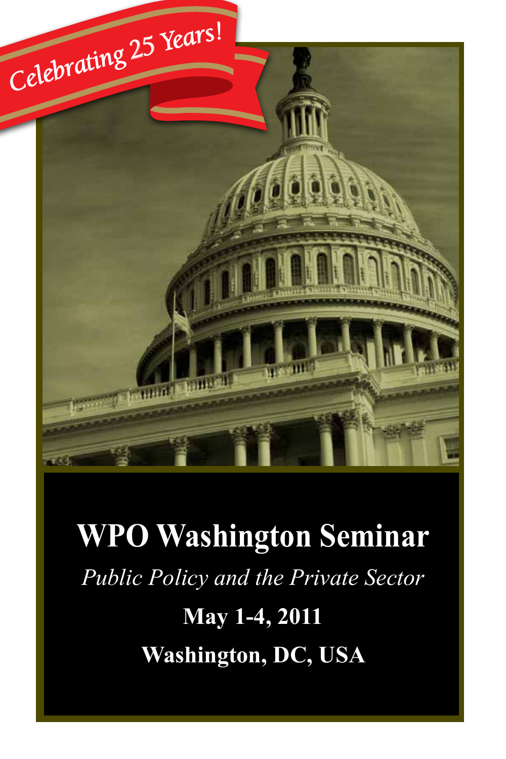Celebrating 25 Years!

# WPO Washington Seminar

*Public Policy and the Private Sector*

**May 1-4, 2011**

**Washington, DC, USA**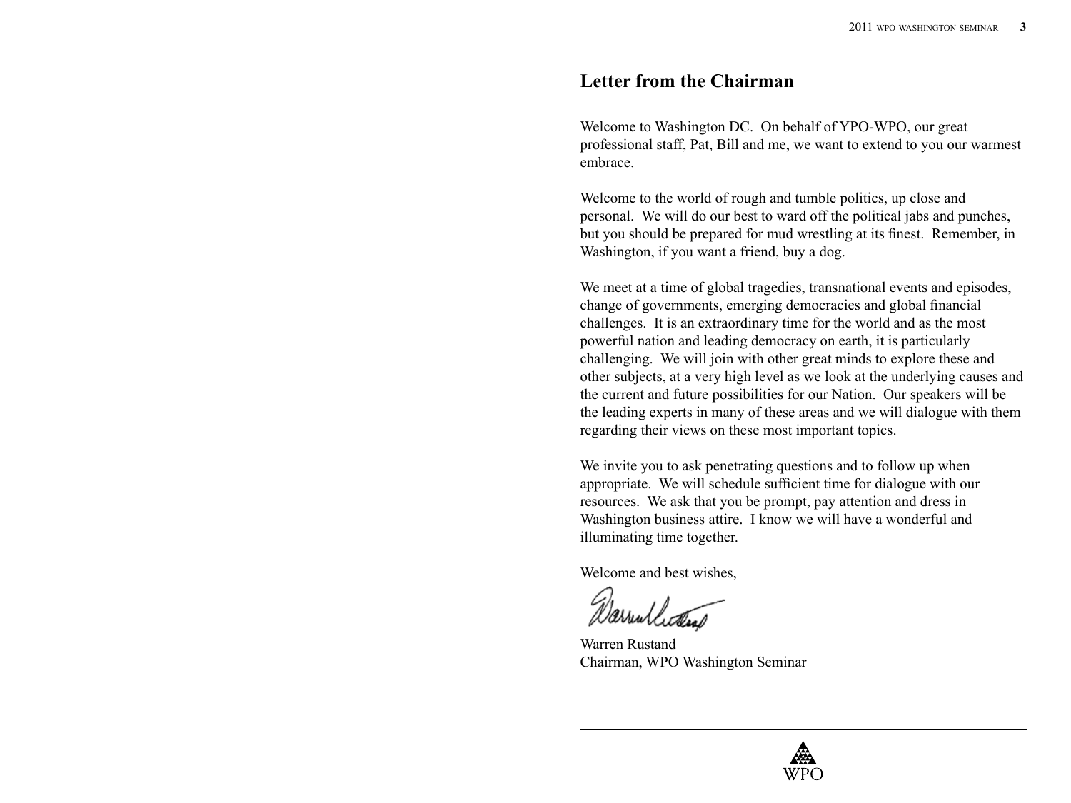## Letter from the Chairman

Welcome to Washington DC. On behalf of YPO-WPO, our great professional staff, Pat, Bill and me, we want to extend to you our warmest embrace.

Welcome to the world of rough and tumble politics, up close and personal. We will do our best to ward off the political jabs and punches, but you should be prepared for mud wrestling at its finest. Remember, in Washington, if you want a friend, buy a dog.

We meet at a time of global tragedies, transnational events and episodes, change of governments, emerging democracies and global financial challenges. It is an extraordinary time for the world and as the most powerful nation and leading democracy on earth, it is particularly challenging. We will join with other great minds to explore these and other subjects, at a very high level as we look at the underlying causes and the current and future possibilities for our Nation. Our speakers will be the leading experts in many of these areas and we will dialogue with them regarding their views on these most important topics.

We invite you to ask penetrating questions and to follow up when appropriate. We will schedule sufficient time for dialogue with our resources. We ask that you be prompt, pay attention and dress in Washington business attire. I know we will have a wonderful and illuminating time together.

Welcome and best wishes,

Warren Rustand
Chairman, WPO Washington Seminar

WPO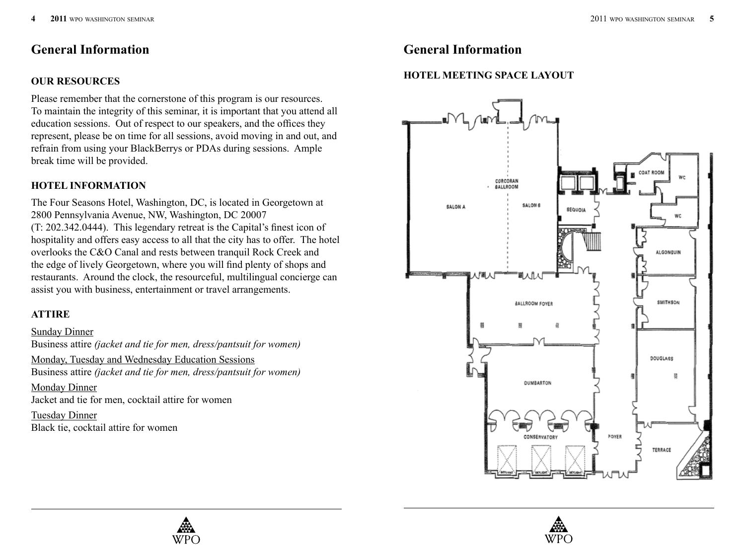# General Information

## OUR RESOURCES

Please remember that the cornerstone of this program is our resources. To maintain the integrity of this seminar, it is important that you attend all education sessions. Out of respect to our speakers, and the offices they represent, please be on time for all sessions, avoid moving in and out, and refrain from using your BlackBerrys or PDAs during sessions. Ample break time will be provided.

## HOTEL INFORMATION

The Four Seasons Hotel, Washington, DC, is located in Georgetown at 2800 Pennsylvania Avenue, NW, Washington, DC 20007 (T: 202.342.0444). This legendary retreat is the Capital's finest icon of hospitality and offers easy access to all that the city has to offer. The hotel overlooks the C&O Canal and rests between tranquil Rock Creek and the edge of lively Georgetown, where you will find plenty of shops and restaurants. Around the clock, the resourceful, multilingual concierge can assist you with business, entertainment or travel arrangements.

## ATTIRE

Sunday Dinner
Business attire *(jacket and tie for men, dress/pantsuit for women)*

Monday, Tuesday and Wednesday Education Sessions
Business attire *(jacket and tie for men, dress/pantsuit for women)*

Monday Dinner
Jacket and tie for men, cocktail attire for women

Tuesday Dinner
Black tie, cocktail attire for women

# General Information

## HOTEL MEETING SPACE LAYOUT

CORCORAN BALLROOM
SALON A
SALON B
SEQUOIA
COAT ROOM
WC
WC
ALGONQUIN
SMITHSON
BALLROOM FOYER
DOUGLASS
DUMBARTON
CONSERVATORY
FOYER
TERRACE
SKYLIGHT
SKYLIGHT
SKYLIGHT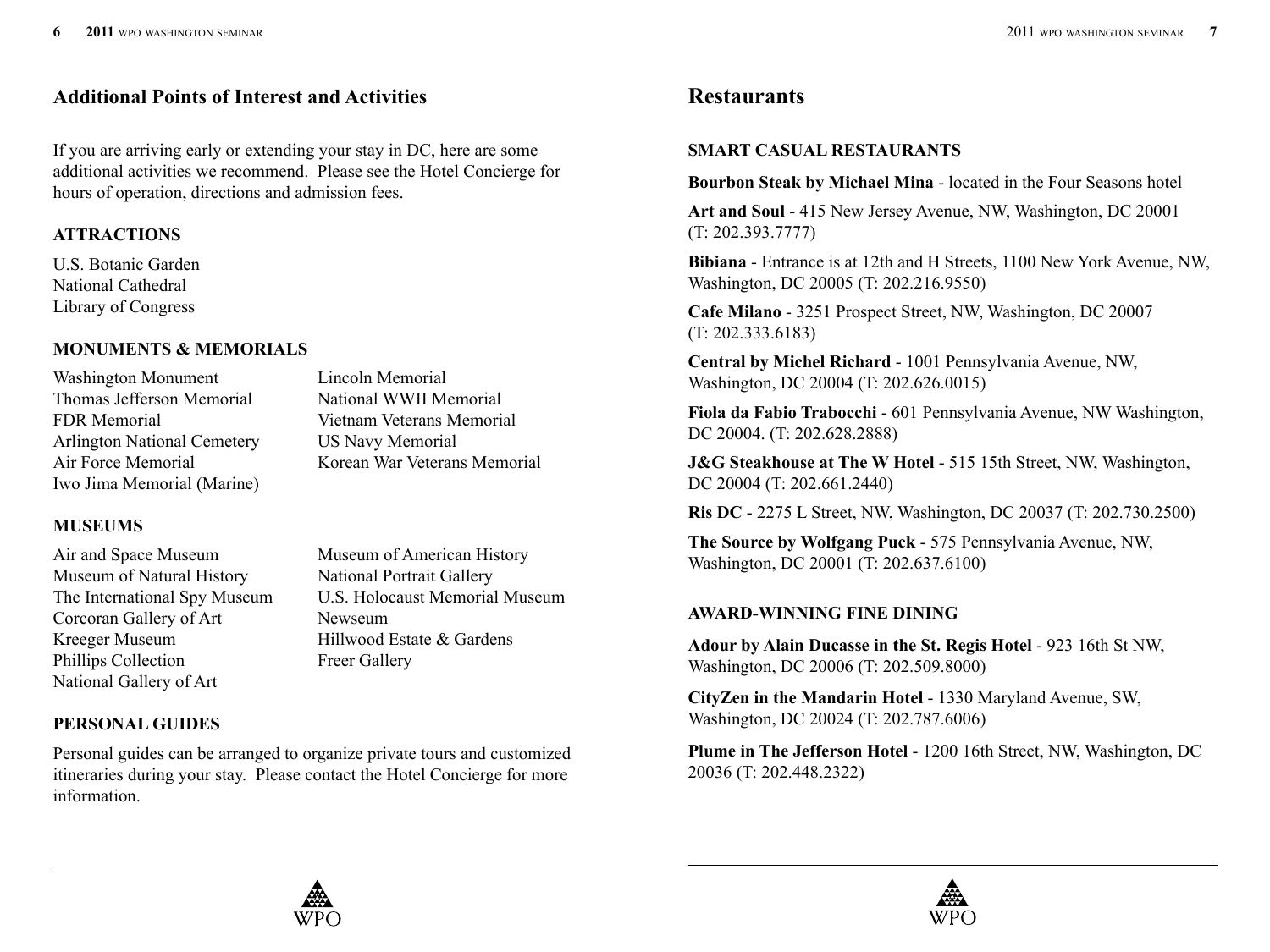## Additional Points of Interest and Activities

If you are arriving early or extending your stay in DC, here are some additional activities we recommend. Please see the Hotel Concierge for hours of operation, directions and admission fees.

### ATTRACTIONS

U.S. Botanic Garden
National Cathedral
Library of Congress

### MONUMENTS & MEMORIALS

Washington Monument
Thomas Jefferson Memorial
FDR Memorial
Arlington National Cemetery
Air Force Memorial
Iwo Jima Memorial (Marine)
Lincoln Memorial
National WWII Memorial
Vietnam Veterans Memorial
US Navy Memorial
Korean War Veterans Memorial

### MUSEUMS

Air and Space Museum
Museum of Natural History
The International Spy Museum
Corcoran Gallery of Art
Kreeger Museum
Phillips Collection
National Gallery of Art
Museum of American History
National Portrait Gallery
U.S. Holocaust Memorial Museum
Newseum
Hillwood Estate & Gardens
Freer Gallery

### PERSONAL GUIDES

Personal guides can be arranged to organize private tours and customized itineraries during your stay. Please contact the Hotel Concierge for more information.

## Restaurants

### SMART CASUAL RESTAURANTS

**Bourbon Steak by Michael Mina** - located in the Four Seasons hotel

**Art and Soul** - 415 New Jersey Avenue, NW, Washington, DC 20001 (T: 202.393.7777)

**Bibiana** - Entrance is at 12th and H Streets, 1100 New York Avenue, NW, Washington, DC 20005 (T: 202.216.9550)

**Cafe Milano** - 3251 Prospect Street, NW, Washington, DC 20007 (T: 202.333.6183)

**Central by Michel Richard** - 1001 Pennsylvania Avenue, NW, Washington, DC 20004 (T: 202.626.0015)

**Fiola da Fabio Trabocchi** - 601 Pennsylvania Avenue, NW Washington, DC 20004. (T: 202.628.2888)

**J&G Steakhouse at The W Hotel** - 515 15th Street, NW, Washington, DC 20004 (T: 202.661.2440)

**Ris DC** - 2275 L Street, NW, Washington, DC 20037 (T: 202.730.2500)

**The Source by Wolfgang Puck** - 575 Pennsylvania Avenue, NW, Washington, DC 20001 (T: 202.637.6100)

### AWARD-WINNING FINE DINING

**Adour by Alain Ducasse in the St. Regis Hotel** - 923 16th St NW, Washington, DC 20006 (T: 202.509.8000)

**CityZen in the Mandarin Hotel** - 1330 Maryland Avenue, SW, Washington, DC 20024 (T: 202.787.6006)

**Plume in The Jefferson Hotel** - 1200 16th Street, NW, Washington, DC 20036 (T: 202.448.2322)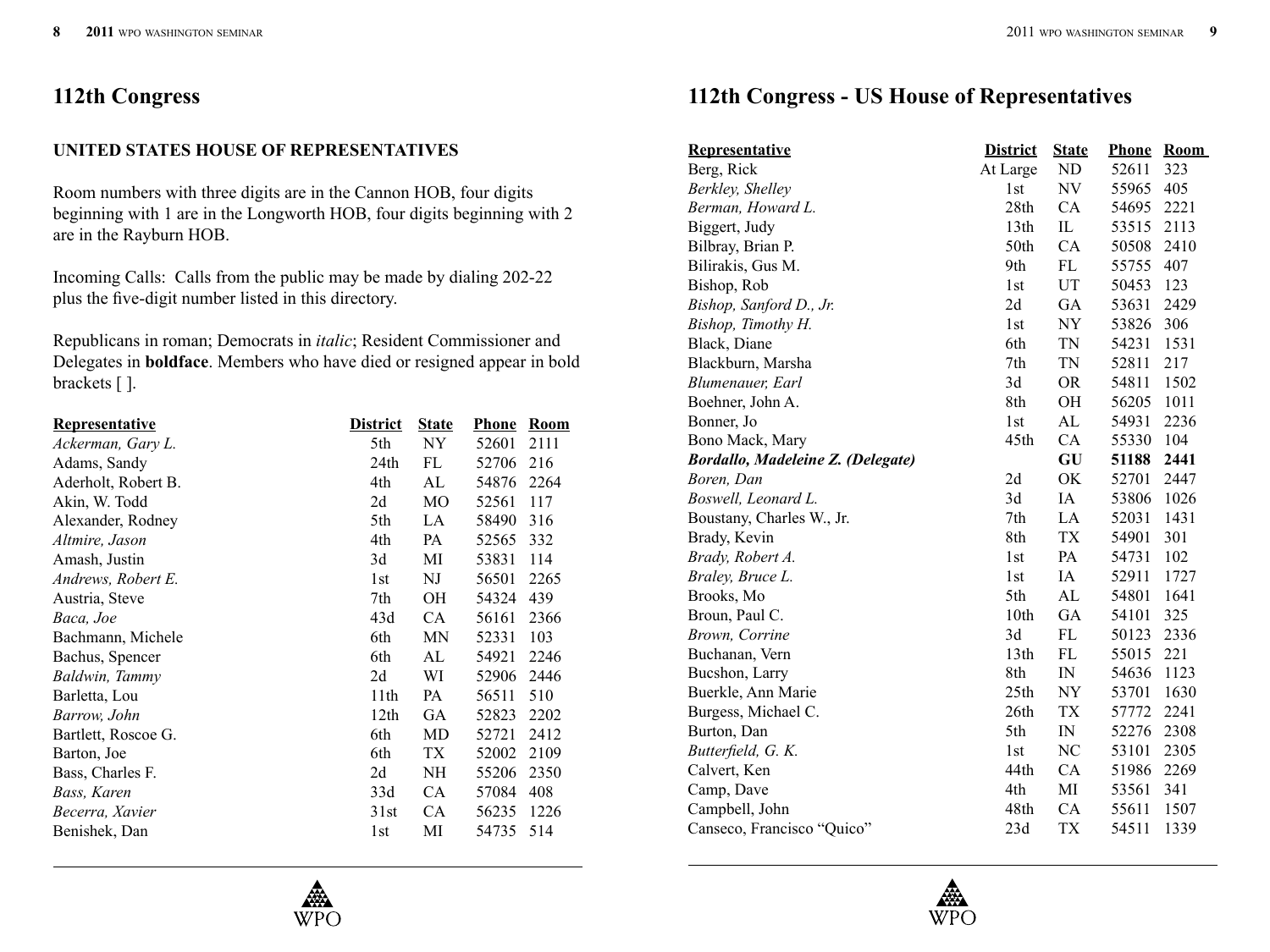## 112th Congress

### UNITED STATES HOUSE OF REPRESENTATIVES

Room numbers with three digits are in the Cannon HOB, four digits beginning with 1 are in the Longworth HOB, four digits beginning with 2 are in the Rayburn HOB.

Incoming Calls: Calls from the public may be made by dialing 202-22 plus the five-digit number listed in this directory.

Republicans in roman; Democrats in *italic*; Resident Commissioner and Delegates in **boldface**. Members who have died or resigned appear in bold brackets [ ].

| Representative | District | State | Phone | Room |
|---|---|---|---|---|
| *Ackerman, Gary L.* | 5th | NY | 52601 | 2111 |
| Adams, Sandy | 24th | FL | 52706 | 216 |
| Aderholt, Robert B. | 4th | AL | 54876 | 2264 |
| Akin, W. Todd | 2d | MO | 52561 | 117 |
| Alexander, Rodney | 5th | LA | 58490 | 316 |
| *Altmire, Jason* | 4th | PA | 52565 | 332 |
| Amash, Justin | 3d | MI | 53831 | 114 |
| *Andrews, Robert E.* | 1st | NJ | 56501 | 2265 |
| Austria, Steve | 7th | OH | 54324 | 439 |
| *Baca, Joe* | 43d | CA | 56161 | 2366 |
| Bachmann, Michele | 6th | MN | 52331 | 103 |
| Bachus, Spencer | 6th | AL | 54921 | 2246 |
| *Baldwin, Tammy* | 2d | WI | 52906 | 2446 |
| Barletta, Lou | 11th | PA | 56511 | 510 |
| *Barrow, John* | 12th | GA | 52823 | 2202 |
| Bartlett, Roscoe G. | 6th | MD | 52721 | 2412 |
| Barton, Joe | 6th | TX | 52002 | 2109 |
| Bass, Charles F. | 2d | NH | 55206 | 2350 |
| *Bass, Karen* | 33d | CA | 57084 | 408 |
| *Becerra, Xavier* | 31st | CA | 56235 | 1226 |
| Benishek, Dan | 1st | MI | 54735 | 514 |

## 112th Congress - US House of Representatives

| Representative | District | State | Phone | Room |
|---|---|---|---|---|
| Berg, Rick | At Large | ND | 52611 | 323 |
| *Berkley, Shelley* | 1st | NV | 55965 | 405 |
| *Berman, Howard L.* | 28th | CA | 54695 | 2221 |
| Biggert, Judy | 13th | IL | 53515 | 2113 |
| Bilbray, Brian P. | 50th | CA | 50508 | 2410 |
| Bilirakis, Gus M. | 9th | FL | 55755 | 407 |
| Bishop, Rob | 1st | UT | 50453 | 123 |
| *Bishop, Sanford D., Jr.* | 2d | GA | 53631 | 2429 |
| *Bishop, Timothy H.* | 1st | NY | 53826 | 306 |
| Black, Diane | 6th | TN | 54231 | 1531 |
| Blackburn, Marsha | 7th | TN | 52811 | 217 |
| *Blumenauer, Earl* | 3d | OR | 54811 | 1502 |
| Boehner, John A. | 8th | OH | 56205 | 1011 |
| Bonner, Jo | 1st | AL | 54931 | 2236 |
| Bono Mack, Mary | 45th | CA | 55330 | 104 |
| ***Bordallo, Madeleine Z. (Delegate)*** | | **GU** | **51188** | **2441** |
| *Boren, Dan* | 2d | OK | 52701 | 2447 |
| *Boswell, Leonard L.* | 3d | IA | 53806 | 1026 |
| Boustany, Charles W., Jr. | 7th | LA | 52031 | 1431 |
| Brady, Kevin | 8th | TX | 54901 | 301 |
| *Brady, Robert A.* | 1st | PA | 54731 | 102 |
| *Braley, Bruce L.* | 1st | IA | 52911 | 1727 |
| Brooks, Mo | 5th | AL | 54801 | 1641 |
| Broun, Paul C. | 10th | GA | 54101 | 325 |
| *Brown, Corrine* | 3d | FL | 50123 | 2336 |
| Buchanan, Vern | 13th | FL | 55015 | 221 |
| Bucshon, Larry | 8th | IN | 54636 | 1123 |
| Buerkle, Ann Marie | 25th | NY | 53701 | 1630 |
| Burgess, Michael C. | 26th | TX | 57772 | 2241 |
| Burton, Dan | 5th | IN | 52276 | 2308 |
| *Butterfield, G. K.* | 1st | NC | 53101 | 2305 |
| Calvert, Ken | 44th | CA | 51986 | 2269 |
| Camp, Dave | 4th | MI | 53561 | 341 |
| Campbell, John | 48th | CA | 55611 | 1507 |
| Canseco, Francisco "Quico" | 23d | TX | 54511 | 1339 |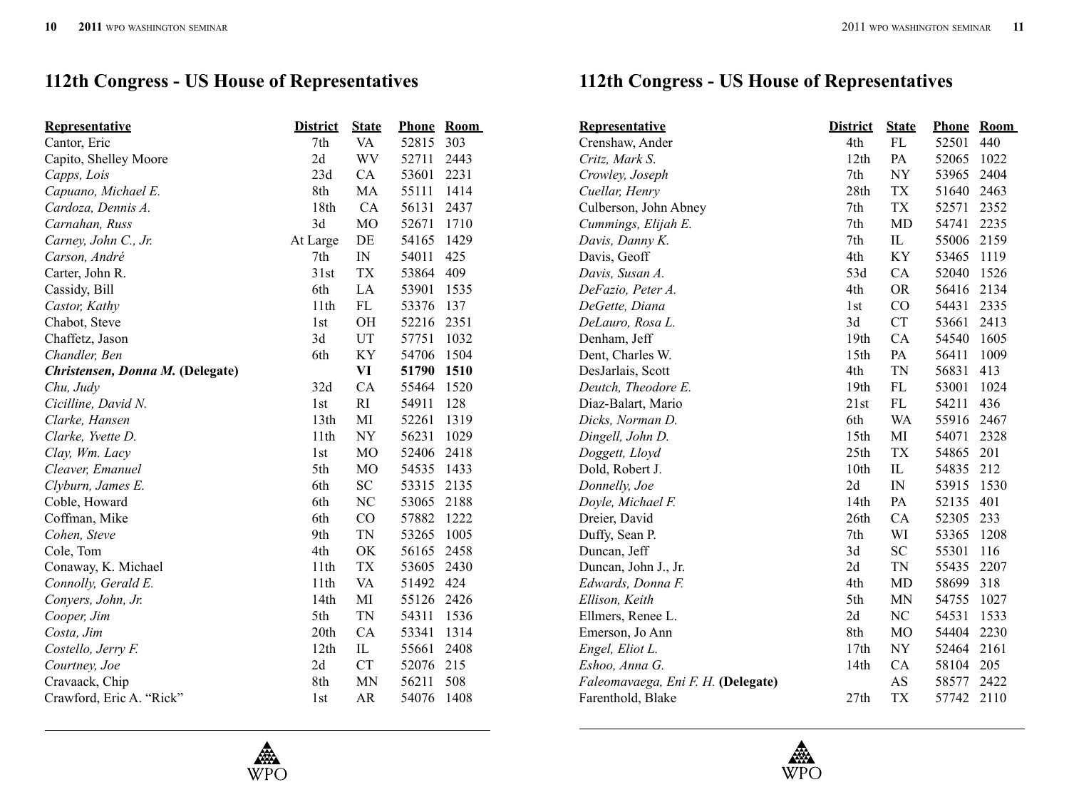## 112th Congress - US House of Representatives

| Representative | District | State | Phone | Room |
|---|---|---|---|---|
| Cantor, Eric | 7th | VA | 52815 | 303 |
| Capito, Shelley Moore | 2d | WV | 52711 | 2443 |
| *Capps, Lois* | 23d | CA | 53601 | 2231 |
| *Capuano, Michael E.* | 8th | MA | 55111 | 1414 |
| *Cardoza, Dennis A.* | 18th | CA | 56131 | 2437 |
| *Carnahan, Russ* | 3d | MO | 52671 | 1710 |
| *Carney, John C., Jr.* | At Large | DE | 54165 | 1429 |
| *Carson, André* | 7th | IN | 54011 | 425 |
| Carter, John R. | 31st | TX | 53864 | 409 |
| Cassidy, Bill | 6th | LA | 53901 | 1535 |
| *Castor, Kathy* | 11th | FL | 53376 | 137 |
| Chabot, Steve | 1st | OH | 52216 | 2351 |
| Chaffetz, Jason | 3d | UT | 57751 | 1032 |
| *Chandler, Ben* | 6th | KY | 54706 | 1504 |
| ***Christensen, Donna M.* (Delegate)** | | **VI** | **51790** | **1510** |
| *Chu, Judy* | 32d | CA | 55464 | 1520 |
| *Cicilline, David N.* | 1st | RI | 54911 | 128 |
| *Clarke, Hansen* | 13th | MI | 52261 | 1319 |
| *Clarke, Yvette D.* | 11th | NY | 56231 | 1029 |
| *Clay, Wm. Lacy* | 1st | MO | 52406 | 2418 |
| *Cleaver, Emanuel* | 5th | MO | 54535 | 1433 |
| *Clyburn, James E.* | 6th | SC | 53315 | 2135 |
| Coble, Howard | 6th | NC | 53065 | 2188 |
| Coffman, Mike | 6th | CO | 57882 | 1222 |
| *Cohen, Steve* | 9th | TN | 53265 | 1005 |
| Cole, Tom | 4th | OK | 56165 | 2458 |
| Conaway, K. Michael | 11th | TX | 53605 | 2430 |
| *Connolly, Gerald E.* | 11th | VA | 51492 | 424 |
| *Conyers, John, Jr.* | 14th | MI | 55126 | 2426 |
| *Cooper, Jim* | 5th | TN | 54311 | 1536 |
| *Costa, Jim* | 20th | CA | 53341 | 1314 |
| *Costello, Jerry F.* | 12th | IL | 55661 | 2408 |
| *Courtney, Joe* | 2d | CT | 52076 | 215 |
| Cravaack, Chip | 8th | MN | 56211 | 508 |
| Crawford, Eric A. "Rick" | 1st | AR | 54076 | 1408 |
| Crenshaw, Ander | 4th | FL | 52501 | 440 |
| *Critz, Mark S.* | 12th | PA | 52065 | 1022 |
| *Crowley, Joseph* | 7th | NY | 53965 | 2404 |
| *Cuellar, Henry* | 28th | TX | 51640 | 2463 |
| Culberson, John Abney | 7th | TX | 52571 | 2352 |
| *Cummings, Elijah E.* | 7th | MD | 54741 | 2235 |
| *Davis, Danny K.* | 7th | IL | 55006 | 2159 |
| Davis, Geoff | 4th | KY | 53465 | 1119 |
| *Davis, Susan A.* | 53d | CA | 52040 | 1526 |
| *DeFazio, Peter A.* | 4th | OR | 56416 | 2134 |
| *DeGette, Diana* | 1st | CO | 54431 | 2335 |
| *DeLauro, Rosa L.* | 3d | CT | 53661 | 2413 |
| Denham, Jeff | 19th | CA | 54540 | 1605 |
| Dent, Charles W. | 15th | PA | 56411 | 1009 |
| DesJarlais, Scott | 4th | TN | 56831 | 413 |
| *Deutch, Theodore E.* | 19th | FL | 53001 | 1024 |
| Diaz-Balart, Mario | 21st | FL | 54211 | 436 |
| *Dicks, Norman D.* | 6th | WA | 55916 | 2467 |
| *Dingell, John D.* | 15th | MI | 54071 | 2328 |
| *Doggett, Lloyd* | 25th | TX | 54865 | 201 |
| Dold, Robert J. | 10th | IL | 54835 | 212 |
| *Donnelly, Joe* | 2d | IN | 53915 | 1530 |
| *Doyle, Michael F.* | 14th | PA | 52135 | 401 |
| Dreier, David | 26th | CA | 52305 | 233 |
| Duffy, Sean P. | 7th | WI | 53365 | 1208 |
| Duncan, Jeff | 3d | SC | 55301 | 116 |
| Duncan, John J., Jr. | 2d | TN | 55435 | 2207 |
| *Edwards, Donna F.* | 4th | MD | 58699 | 318 |
| *Ellison, Keith* | 5th | MN | 54755 | 1027 |
| Ellmers, Renee L. | 2d | NC | 54531 | 1533 |
| Emerson, Jo Ann | 8th | MO | 54404 | 2230 |
| *Engel, Eliot L.* | 17th | NY | 52464 | 2161 |
| *Eshoo, Anna G.* | 14th | CA | 58104 | 205 |
| *Faleomavaega, Eni F. H.* **(Delegate)** | | AS | 58577 | 2422 |
| Farenthold, Blake | 27th | TX | 57742 | 2110 |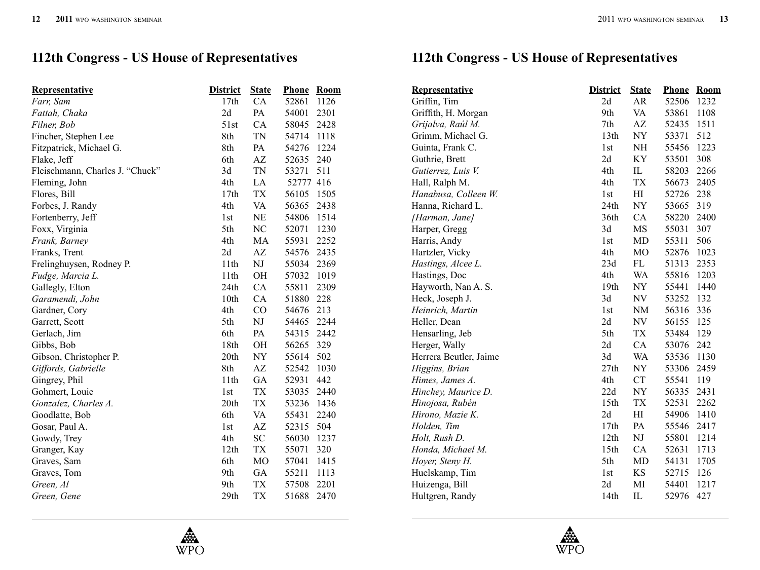## 112th Congress - US House of Representatives

| Representative | District | State | Phone | Room |
|---|---|---|---|---|
| *Farr, Sam* | 17th | CA | 52861 | 1126 |
| *Fattah, Chaka* | 2d | PA | 54001 | 2301 |
| *Filner, Bob* | 51st | CA | 58045 | 2428 |
| Fincher, Stephen Lee | 8th | TN | 54714 | 1118 |
| Fitzpatrick, Michael G. | 8th | PA | 54276 | 1224 |
| Flake, Jeff | 6th | AZ | 52635 | 240 |
| Fleischmann, Charles J. “Chuck” | 3d | TN | 53271 | 511 |
| Fleming, John | 4th | LA | 52777 | 416 |
| Flores, Bill | 17th | TX | 56105 | 1505 |
| Forbes, J. Randy | 4th | VA | 56365 | 2438 |
| Fortenberry, Jeff | 1st | NE | 54806 | 1514 |
| Foxx, Virginia | 5th | NC | 52071 | 1230 |
| *Frank, Barney* | 4th | MA | 55931 | 2252 |
| Franks, Trent | 2d | AZ | 54576 | 2435 |
| Frelinghuysen, Rodney P. | 11th | NJ | 55034 | 2369 |
| *Fudge, Marcia L.* | 11th | OH | 57032 | 1019 |
| Gallegly, Elton | 24th | CA | 55811 | 2309 |
| *Garamendi, John* | 10th | CA | 51880 | 228 |
| Gardner, Cory | 4th | CO | 54676 | 213 |
| Garrett, Scott | 5th | NJ | 54465 | 2244 |
| Gerlach, Jim | 6th | PA | 54315 | 2442 |
| Gibbs, Bob | 18th | OH | 56265 | 329 |
| Gibson, Christopher P. | 20th | NY | 55614 | 502 |
| *Giffords, Gabrielle* | 8th | AZ | 52542 | 1030 |
| Gingrey, Phil | 11th | GA | 52931 | 442 |
| Gohmert, Louie | 1st | TX | 53035 | 2440 |
| *Gonzalez, Charles A.* | 20th | TX | 53236 | 1436 |
| Goodlatte, Bob | 6th | VA | 55431 | 2240 |
| Gosar, Paul A. | 1st | AZ | 52315 | 504 |
| Gowdy, Trey | 4th | SC | 56030 | 1237 |
| Granger, Kay | 12th | TX | 55071 | 320 |
| Graves, Sam | 6th | MO | 57041 | 1415 |
| Graves, Tom | 9th | GA | 55211 | 1113 |
| *Green, Al* | 9th | TX | 57508 | 2201 |
| *Green, Gene* | 29th | TX | 51688 | 2470 |

## 112th Congress - US House of Representatives

| Representative | District | State | Phone | Room |
|---|---|---|---|---|
| Griffin, Tim | 2d | AR | 52506 | 1232 |
| Griffith, H. Morgan | 9th | VA | 53861 | 1108 |
| *Grijalva, Raúl M.* | 7th | AZ | 52435 | 1511 |
| Grimm, Michael G. | 13th | NY | 53371 | 512 |
| Guinta, Frank C. | 1st | NH | 55456 | 1223 |
| Guthrie, Brett | 2d | KY | 53501 | 308 |
| *Gutierrez, Luis V.* | 4th | IL | 58203 | 2266 |
| Hall, Ralph M. | 4th | TX | 56673 | 2405 |
| *Hanabusa, Colleen W.* | 1st | HI | 52726 | 238 |
| Hanna, Richard L. | 24th | NY | 53665 | 319 |
| *[Harman, Jane]* | 36th | CA | 58220 | 2400 |
| Harper, Gregg | 3d | MS | 55031 | 307 |
| Harris, Andy | 1st | MD | 55311 | 506 |
| Hartzler, Vicky | 4th | MO | 52876 | 1023 |
| *Hastings, Alcee L.* | 23d | FL | 51313 | 2353 |
| Hastings, Doc | 4th | WA | 55816 | 1203 |
| Hayworth, Nan A. S. | 19th | NY | 55441 | 1440 |
| Heck, Joseph J. | 3d | NV | 53252 | 132 |
| *Heinrich, Martin* | 1st | NM | 56316 | 336 |
| Heller, Dean | 2d | NV | 56155 | 125 |
| Hensarling, Jeb | 5th | TX | 53484 | 129 |
| Herger, Wally | 2d | CA | 53076 | 242 |
| Herrera Beutler, Jaime | 3d | WA | 53536 | 1130 |
| *Higgins, Brian* | 27th | NY | 53306 | 2459 |
| *Himes, James A.* | 4th | CT | 55541 | 119 |
| *Hinchey, Maurice D.* | 22d | NY | 56335 | 2431 |
| *Hinojosa, Rubén* | 15th | TX | 52531 | 2262 |
| *Hirono, Mazie K.* | 2d | HI | 54906 | 1410 |
| *Holden, Tim* | 17th | PA | 55546 | 2417 |
| *Holt, Rush D.* | 12th | NJ | 55801 | 1214 |
| *Honda, Michael M.* | 15th | CA | 52631 | 1713 |
| *Hoyer, Steny H.* | 5th | MD | 54131 | 1705 |
| Huelskamp, Tim | 1st | KS | 52715 | 126 |
| Huizenga, Bill | 2d | MI | 54401 | 1217 |
| Hultgren, Randy | 14th | IL | 52976 | 427 |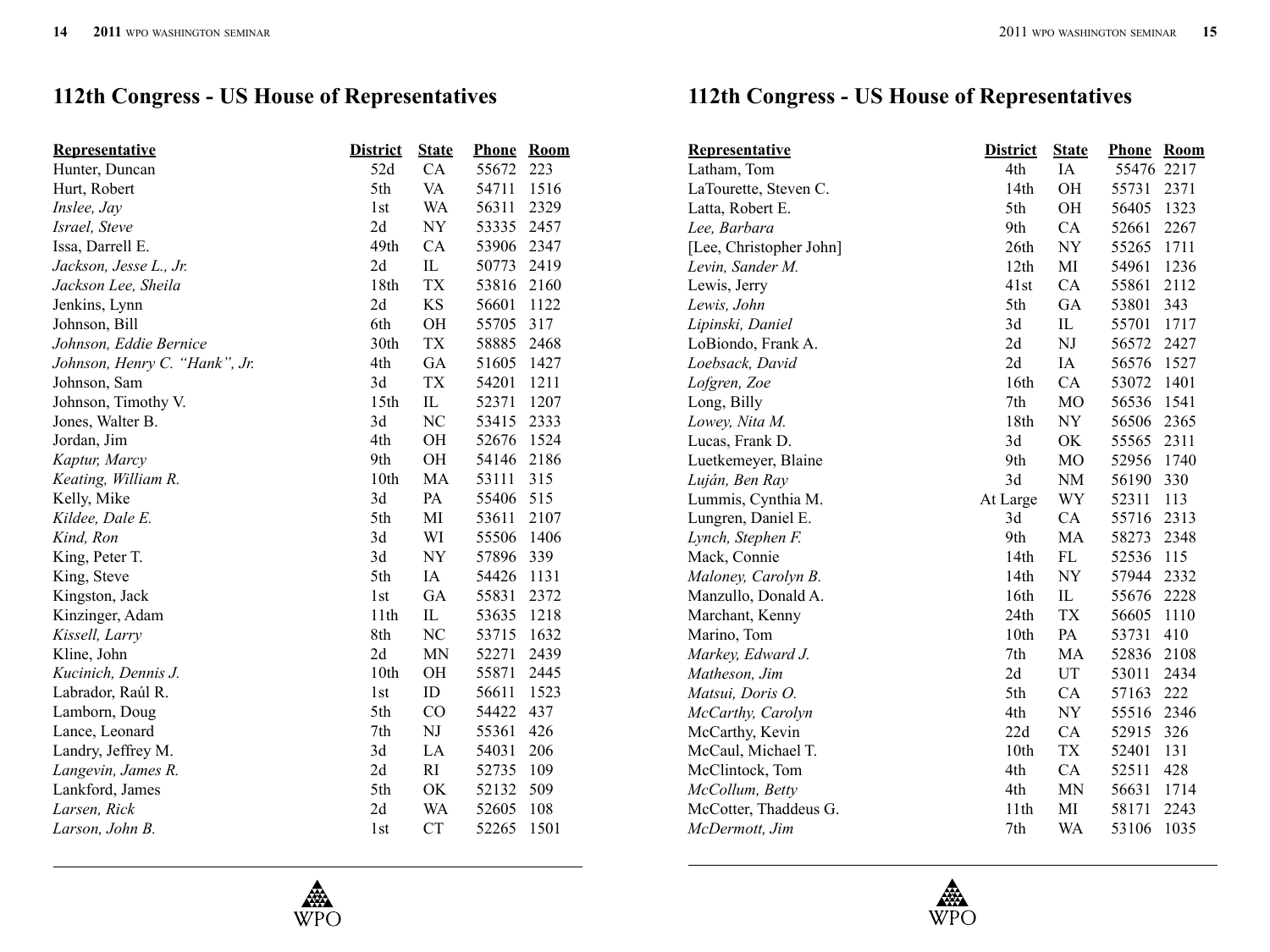## 112th Congress - US House of Representatives

| Representative | District | State | Phone | Room |
|---|---|---|---|---|
| Hunter, Duncan | 52d | CA | 55672 | 223 |
| Hurt, Robert | 5th | VA | 54711 | 1516 |
| *Inslee, Jay* | 1st | WA | 56311 | 2329 |
| *Israel, Steve* | 2d | NY | 53335 | 2457 |
| Issa, Darrell E. | 49th | CA | 53906 | 2347 |
| *Jackson, Jesse L., Jr.* | 2d | IL | 50773 | 2419 |
| *Jackson Lee, Sheila* | 18th | TX | 53816 | 2160 |
| Jenkins, Lynn | 2d | KS | 56601 | 1122 |
| Johnson, Bill | 6th | OH | 55705 | 317 |
| *Johnson, Eddie Bernice* | 30th | TX | 58885 | 2468 |
| *Johnson, Henry C. "Hank", Jr.* | 4th | GA | 51605 | 1427 |
| Johnson, Sam | 3d | TX | 54201 | 1211 |
| Johnson, Timothy V. | 15th | IL | 52371 | 1207 |
| Jones, Walter B. | 3d | NC | 53415 | 2333 |
| Jordan, Jim | 4th | OH | 52676 | 1524 |
| *Kaptur, Marcy* | 9th | OH | 54146 | 2186 |
| *Keating, William R.* | 10th | MA | 53111 | 315 |
| Kelly, Mike | 3d | PA | 55406 | 515 |
| *Kildee, Dale E.* | 5th | MI | 53611 | 2107 |
| *Kind, Ron* | 3d | WI | 55506 | 1406 |
| King, Peter T. | 3d | NY | 57896 | 339 |
| King, Steve | 5th | IA | 54426 | 1131 |
| Kingston, Jack | 1st | GA | 55831 | 2372 |
| Kinzinger, Adam | 11th | IL | 53635 | 1218 |
| *Kissell, Larry* | 8th | NC | 53715 | 1632 |
| Kline, John | 2d | MN | 52271 | 2439 |
| *Kucinich, Dennis J.* | 10th | OH | 55871 | 2445 |
| Labrador, Raúl R. | 1st | ID | 56611 | 1523 |
| Lamborn, Doug | 5th | CO | 54422 | 437 |
| Lance, Leonard | 7th | NJ | 55361 | 426 |
| Landry, Jeffrey M. | 3d | LA | 54031 | 206 |
| *Langevin, James R.* | 2d | RI | 52735 | 109 |
| Lankford, James | 5th | OK | 52132 | 509 |
| *Larsen, Rick* | 2d | WA | 52605 | 108 |
| *Larson, John B.* | 1st | CT | 52265 | 1501 |

## 112th Congress - US House of Representatives

| Representative | District | State | Phone | Room |
|---|---|---|---|---|
| Latham, Tom | 4th | IA | 55476 | 2217 |
| LaTourette, Steven C. | 14th | OH | 55731 | 2371 |
| Latta, Robert E. | 5th | OH | 56405 | 1323 |
| *Lee, Barbara* | 9th | CA | 52661 | 2267 |
| [Lee, Christopher John] | 26th | NY | 55265 | 1711 |
| *Levin, Sander M.* | 12th | MI | 54961 | 1236 |
| Lewis, Jerry | 41st | CA | 55861 | 2112 |
| *Lewis, John* | 5th | GA | 53801 | 343 |
| *Lipinski, Daniel* | 3d | IL | 55701 | 1717 |
| LoBiondo, Frank A. | 2d | NJ | 56572 | 2427 |
| *Loebsack, David* | 2d | IA | 56576 | 1527 |
| *Lofgren, Zoe* | 16th | CA | 53072 | 1401 |
| Long, Billy | 7th | MO | 56536 | 1541 |
| *Lowey, Nita M.* | 18th | NY | 56506 | 2365 |
| Lucas, Frank D. | 3d | OK | 55565 | 2311 |
| Luetkemeyer, Blaine | 9th | MO | 52956 | 1740 |
| *Luján, Ben Ray* | 3d | NM | 56190 | 330 |
| Lummis, Cynthia M. | At Large | WY | 52311 | 113 |
| Lungren, Daniel E. | 3d | CA | 55716 | 2313 |
| *Lynch, Stephen F.* | 9th | MA | 58273 | 2348 |
| Mack, Connie | 14th | FL | 52536 | 115 |
| *Maloney, Carolyn B.* | 14th | NY | 57944 | 2332 |
| Manzullo, Donald A. | 16th | IL | 55676 | 2228 |
| Marchant, Kenny | 24th | TX | 56605 | 1110 |
| Marino, Tom | 10th | PA | 53731 | 410 |
| *Markey, Edward J.* | 7th | MA | 52836 | 2108 |
| *Matheson, Jim* | 2d | UT | 53011 | 2434 |
| *Matsui, Doris O.* | 5th | CA | 57163 | 222 |
| *McCarthy, Carolyn* | 4th | NY | 55516 | 2346 |
| McCarthy, Kevin | 22d | CA | 52915 | 326 |
| McCaul, Michael T. | 10th | TX | 52401 | 131 |
| McClintock, Tom | 4th | CA | 52511 | 428 |
| *McCollum, Betty* | 4th | MN | 56631 | 1714 |
| McCotter, Thaddeus G. | 11th | MI | 58171 | 2243 |
| *McDermott, Jim* | 7th | WA | 53106 | 1035 |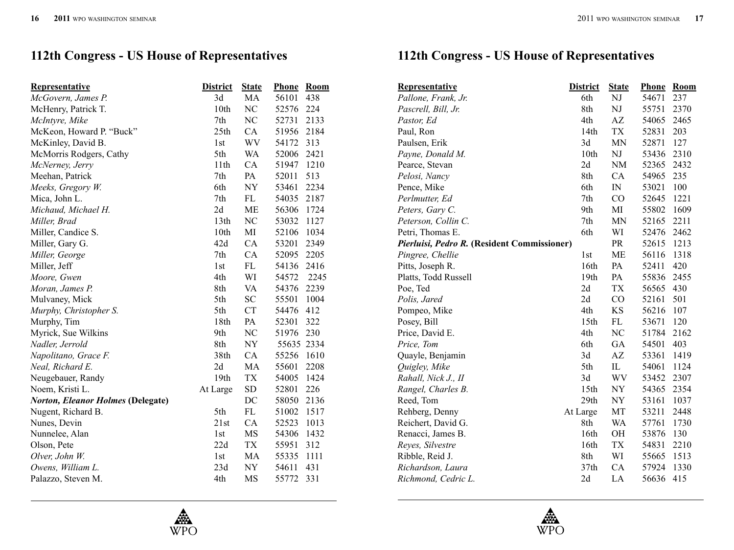## 112th Congress - US House of Representatives

| Representative | District | State | Phone | Room |
|---|---|---|---|---|
| *McGovern, James P.* | 3d | MA | 56101 | 438 |
| McHenry, Patrick T. | 10th | NC | 52576 | 224 |
| *McIntyre, Mike* | 7th | NC | 52731 | 2133 |
| McKeon, Howard P. "Buck" | 25th | CA | 51956 | 2184 |
| McKinley, David B. | 1st | WV | 54172 | 313 |
| McMorris Rodgers, Cathy | 5th | WA | 52006 | 2421 |
| *McNerney, Jerry* | 11th | CA | 51947 | 1210 |
| Meehan, Patrick | 7th | PA | 52011 | 513 |
| *Meeks, Gregory W.* | 6th | NY | 53461 | 2234 |
| Mica, John L. | 7th | FL | 54035 | 2187 |
| *Michaud, Michael H.* | 2d | ME | 56306 | 1724 |
| *Miller, Brad* | 13th | NC | 53032 | 1127 |
| Miller, Candice S. | 10th | MI | 52106 | 1034 |
| Miller, Gary G. | 42d | CA | 53201 | 2349 |
| *Miller, George* | 7th | CA | 52095 | 2205 |
| Miller, Jeff | 1st | FL | 54136 | 2416 |
| *Moore, Gwen* | 4th | WI | 54572 | 2245 |
| *Moran, James P.* | 8th | VA | 54376 | 2239 |
| Mulvaney, Mick | 5th | SC | 55501 | 1004 |
| *Murphy, Christopher S.* | 5th | CT | 54476 | 412 |
| Murphy, Tim | 18th | PA | 52301 | 322 |
| Myrick, Sue Wilkins | 9th | NC | 51976 | 230 |
| *Nadler, Jerrold* | 8th | NY | 55635 | 2334 |
| *Napolitano, Grace F.* | 38th | CA | 55256 | 1610 |
| *Neal, Richard E.* | 2d | MA | 55601 | 2208 |
| Neugebauer, Randy | 19th | TX | 54005 | 1424 |
| Noem, Kristi L. | At Large | SD | 52801 | 226 |
| ***Norton, Eleanor Holmes* (Delegate)** | | DC | 58050 | 2136 |
| Nugent, Richard B. | 5th | FL | 51002 | 1517 |
| Nunes, Devin | 21st | CA | 52523 | 1013 |
| Nunnelee, Alan | 1st | MS | 54306 | 1432 |
| Olson, Pete | 22d | TX | 55951 | 312 |
| *Olver, John W.* | 1st | MA | 55335 | 1111 |
| *Owens, William L.* | 23d | NY | 54611 | 431 |
| Palazzo, Steven M. | 4th | MS | 55772 | 331 |
| *Pallone, Frank, Jr.* | 6th | NJ | 54671 | 237 |
| *Pascrell, Bill, Jr.* | 8th | NJ | 55751 | 2370 |
| *Pastor, Ed* | 4th | AZ | 54065 | 2465 |
| Paul, Ron | 14th | TX | 52831 | 203 |
| Paulsen, Erik | 3d | MN | 52871 | 127 |
| *Payne, Donald M.* | 10th | NJ | 53436 | 2310 |
| Pearce, Stevan | 2d | NM | 52365 | 2432 |
| *Pelosi, Nancy* | 8th | CA | 54965 | 235 |
| Pence, Mike | 6th | IN | 53021 | 100 |
| *Perlmutter, Ed* | 7th | CO | 52645 | 1221 |
| *Peters, Gary C.* | 9th | MI | 55802 | 1609 |
| *Peterson, Collin C.* | 7th | MN | 52165 | 2211 |
| Petri, Thomas E. | 6th | WI | 52476 | 2462 |
| ***Pierluisi, Pedro R.* (Resident Commissioner)** | | PR | 52615 | 1213 |
| *Pingree, Chellie* | 1st | ME | 56116 | 1318 |
| Pitts, Joseph R. | 16th | PA | 52411 | 420 |
| Platts, Todd Russell | 19th | PA | 55836 | 2455 |
| Poe, Ted | 2d | TX | 56565 | 430 |
| *Polis, Jared* | 2d | CO | 52161 | 501 |
| Pompeo, Mike | 4th | KS | 56216 | 107 |
| Posey, Bill | 15th | FL | 53671 | 120 |
| Price, David E. | 4th | NC | 51784 | 2162 |
| *Price, Tom* | 6th | GA | 54501 | 403 |
| Quayle, Benjamin | 3d | AZ | 53361 | 1419 |
| *Quigley, Mike* | 5th | IL | 54061 | 1124 |
| *Rahall, Nick J., II* | 3d | WV | 53452 | 2307 |
| *Rangel, Charles B.* | 15th | NY | 54365 | 2354 |
| Reed, Tom | 29th | NY | 53161 | 1037 |
| Rehberg, Denny | At Large | MT | 53211 | 2448 |
| Reichert, David G. | 8th | WA | 57761 | 1730 |
| Renacci, James B. | 16th | OH | 53876 | 130 |
| *Reyes, Silvestre* | 16th | TX | 54831 | 2210 |
| Ribble, Reid J. | 8th | WI | 55665 | 1513 |
| *Richardson, Laura* | 37th | CA | 57924 | 1330 |
| *Richmond, Cedric L.* | 2d | LA | 56636 | 415 |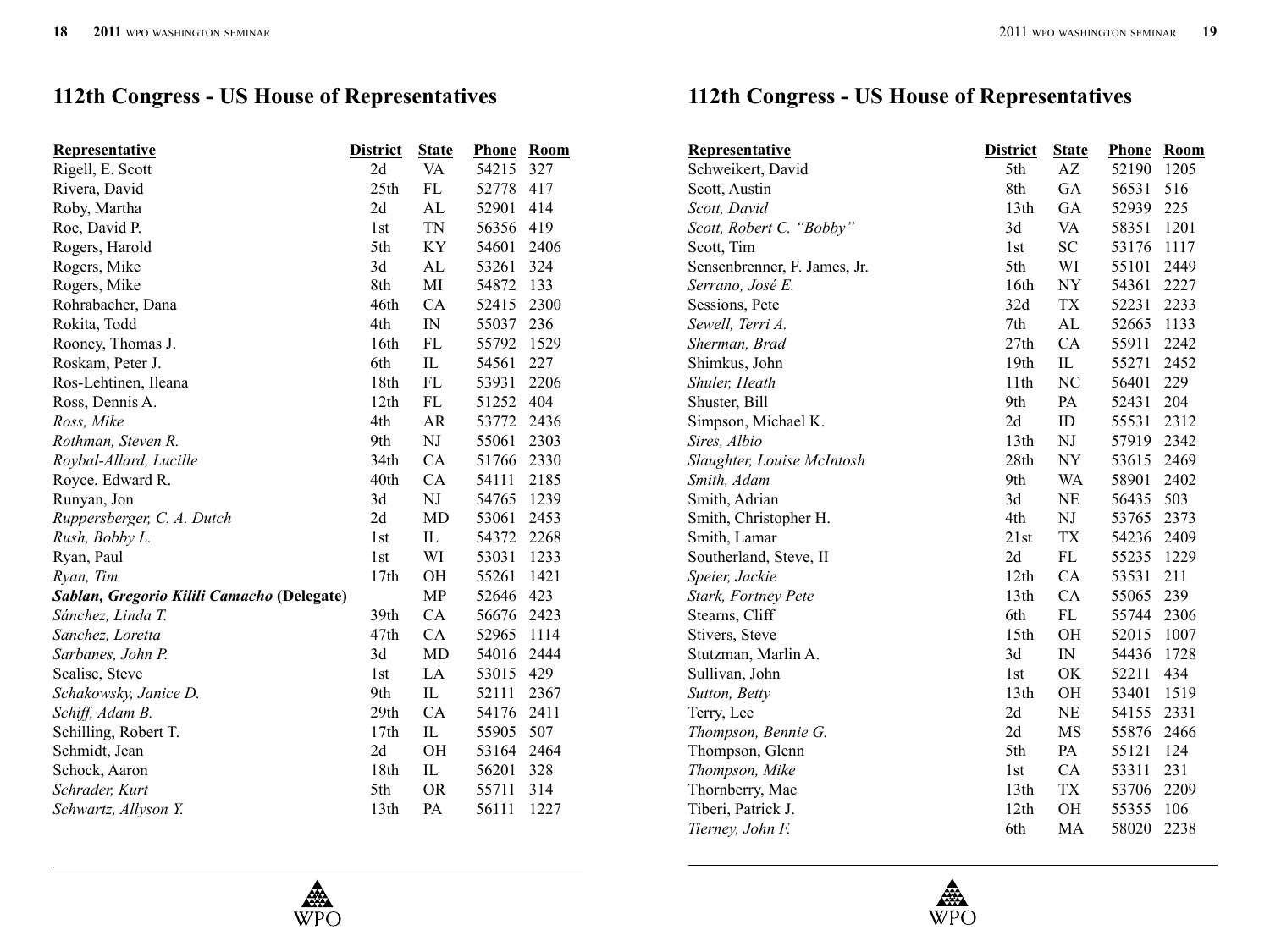## 112th Congress - US House of Representatives

| Representative | District | State | Phone | Room |
|---|---|---|---|---|
| Rigell, E. Scott | 2d | VA | 54215 | 327 |
| Rivera, David | 25th | FL | 52778 | 417 |
| Roby, Martha | 2d | AL | 52901 | 414 |
| Roe, David P. | 1st | TN | 56356 | 419 |
| Rogers, Harold | 5th | KY | 54601 | 2406 |
| Rogers, Mike | 3d | AL | 53261 | 324 |
| Rogers, Mike | 8th | MI | 54872 | 133 |
| Rohrabacher, Dana | 46th | CA | 52415 | 2300 |
| Rokita, Todd | 4th | IN | 55037 | 236 |
| Rooney, Thomas J. | 16th | FL | 55792 | 1529 |
| Roskam, Peter J. | 6th | IL | 54561 | 227 |
| Ros-Lehtinen, Ileana | 18th | FL | 53931 | 2206 |
| Ross, Dennis A. | 12th | FL | 51252 | 404 |
| *Ross, Mike* | 4th | AR | 53772 | 2436 |
| *Rothman, Steven R.* | 9th | NJ | 55061 | 2303 |
| *Roybal-Allard, Lucille* | 34th | CA | 51766 | 2330 |
| Royce, Edward R. | 40th | CA | 54111 | 2185 |
| Runyan, Jon | 3d | NJ | 54765 | 1239 |
| *Ruppersberger, C. A. Dutch* | 2d | MD | 53061 | 2453 |
| *Rush, Bobby L.* | 1st | IL | 54372 | 2268 |
| Ryan, Paul | 1st | WI | 53031 | 1233 |
| *Ryan, Tim* | 17th | OH | 55261 | 1421 |
| ***Sablan, Gregorio Kilili Camacho* (Delegate)** | | MP | 52646 | 423 |
| *Sánchez, Linda T.* | 39th | CA | 56676 | 2423 |
| *Sanchez, Loretta* | 47th | CA | 52965 | 1114 |
| *Sarbanes, John P.* | 3d | MD | 54016 | 2444 |
| Scalise, Steve | 1st | LA | 53015 | 429 |
| *Schakowsky, Janice D.* | 9th | IL | 52111 | 2367 |
| *Schiff, Adam B.* | 29th | CA | 54176 | 2411 |
| Schilling, Robert T. | 17th | IL | 55905 | 507 |
| Schmidt, Jean | 2d | OH | 53164 | 2464 |
| Schock, Aaron | 18th | IL | 56201 | 328 |
| *Schrader, Kurt* | 5th | OR | 55711 | 314 |
| *Schwartz, Allyson Y.* | 13th | PA | 56111 | 1227 |
| Schweikert, David | 5th | AZ | 52190 | 1205 |
| Scott, Austin | 8th | GA | 56531 | 516 |
| *Scott, David* | 13th | GA | 52939 | 225 |
| *Scott, Robert C. "Bobby"* | 3d | VA | 58351 | 1201 |
| Scott, Tim | 1st | SC | 53176 | 1117 |
| Sensenbrenner, F. James, Jr. | 5th | WI | 55101 | 2449 |
| *Serrano, José E.* | 16th | NY | 54361 | 2227 |
| Sessions, Pete | 32d | TX | 52231 | 2233 |
| *Sewell, Terri A.* | 7th | AL | 52665 | 1133 |
| *Sherman, Brad* | 27th | CA | 55911 | 2242 |
| Shimkus, John | 19th | IL | 55271 | 2452 |
| *Shuler, Heath* | 11th | NC | 56401 | 229 |
| Shuster, Bill | 9th | PA | 52431 | 204 |
| Simpson, Michael K. | 2d | ID | 55531 | 2312 |
| *Sires, Albio* | 13th | NJ | 57919 | 2342 |
| *Slaughter, Louise McIntosh* | 28th | NY | 53615 | 2469 |
| *Smith, Adam* | 9th | WA | 58901 | 2402 |
| Smith, Adrian | 3d | NE | 56435 | 503 |
| Smith, Christopher H. | 4th | NJ | 53765 | 2373 |
| Smith, Lamar | 21st | TX | 54236 | 2409 |
| Southerland, Steve, II | 2d | FL | 55235 | 1229 |
| *Speier, Jackie* | 12th | CA | 53531 | 211 |
| *Stark, Fortney Pete* | 13th | CA | 55065 | 239 |
| Stearns, Cliff | 6th | FL | 55744 | 2306 |
| Stivers, Steve | 15th | OH | 52015 | 1007 |
| Stutzman, Marlin A. | 3d | IN | 54436 | 1728 |
| Sullivan, John | 1st | OK | 52211 | 434 |
| *Sutton, Betty* | 13th | OH | 53401 | 1519 |
| Terry, Lee | 2d | NE | 54155 | 2331 |
| *Thompson, Bennie G.* | 2d | MS | 55876 | 2466 |
| Thompson, Glenn | 5th | PA | 55121 | 124 |
| *Thompson, Mike* | 1st | CA | 53311 | 231 |
| Thornberry, Mac | 13th | TX | 53706 | 2209 |
| Tiberi, Patrick J. | 12th | OH | 55355 | 106 |
| *Tierney, John F.* | 6th | MA | 58020 | 2238 |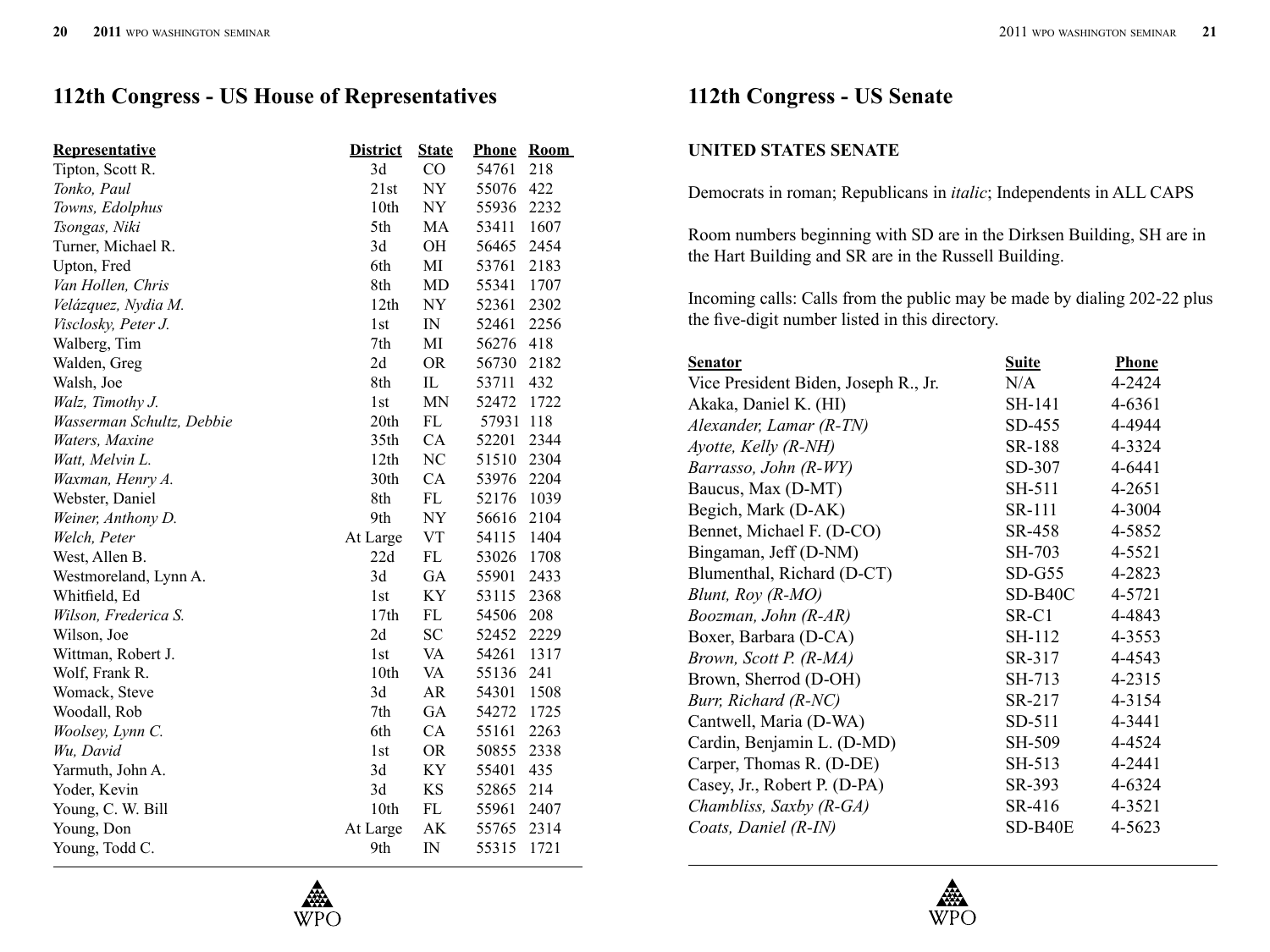## 112th Congress - US House of Representatives

| Representative | District | State | Phone | Room |
|---|---|---|---|---|
| Tipton, Scott R. | 3d | CO | 54761 | 218 |
| *Tonko, Paul* | 21st | NY | 55076 | 422 |
| *Towns, Edolphus* | 10th | NY | 55936 | 2232 |
| *Tsongas, Niki* | 5th | MA | 53411 | 1607 |
| Turner, Michael R. | 3d | OH | 56465 | 2454 |
| Upton, Fred | 6th | MI | 53761 | 2183 |
| *Van Hollen, Chris* | 8th | MD | 55341 | 1707 |
| *Velázquez, Nydia M.* | 12th | NY | 52361 | 2302 |
| *Visclosky, Peter J.* | 1st | IN | 52461 | 2256 |
| Walberg, Tim | 7th | MI | 56276 | 418 |
| Walden, Greg | 2d | OR | 56730 | 2182 |
| Walsh, Joe | 8th | IL | 53711 | 432 |
| *Walz, Timothy J.* | 1st | MN | 52472 | 1722 |
| *Wasserman Schultz, Debbie* | 20th | FL | 57931 | 118 |
| *Waters, Maxine* | 35th | CA | 52201 | 2344 |
| *Watt, Melvin L.* | 12th | NC | 51510 | 2304 |
| *Waxman, Henry A.* | 30th | CA | 53976 | 2204 |
| Webster, Daniel | 8th | FL | 52176 | 1039 |
| *Weiner, Anthony D.* | 9th | NY | 56616 | 2104 |
| *Welch, Peter* | At Large | VT | 54115 | 1404 |
| West, Allen B. | 22d | FL | 53026 | 1708 |
| Westmoreland, Lynn A. | 3d | GA | 55901 | 2433 |
| Whitfield, Ed | 1st | KY | 53115 | 2368 |
| *Wilson, Frederica S.* | 17th | FL | 54506 | 208 |
| Wilson, Joe | 2d | SC | 52452 | 2229 |
| Wittman, Robert J. | 1st | VA | 54261 | 1317 |
| Wolf, Frank R. | 10th | VA | 55136 | 241 |
| Womack, Steve | 3d | AR | 54301 | 1508 |
| Woodall, Rob | 7th | GA | 54272 | 1725 |
| *Woolsey, Lynn C.* | 6th | CA | 55161 | 2263 |
| *Wu, David* | 1st | OR | 50855 | 2338 |
| Yarmuth, John A. | 3d | KY | 55401 | 435 |
| Yoder, Kevin | 3d | KS | 52865 | 214 |
| Young, C. W. Bill | 10th | FL | 55961 | 2407 |
| Young, Don | At Large | AK | 55765 | 2314 |
| Young, Todd C. | 9th | IN | 55315 | 1721 |

## 112th Congress - US Senate

**UNITED STATES SENATE**

Democrats in roman; Republicans in *italic*; Independents in ALL CAPS

Room numbers beginning with SD are in the Dirksen Building, SH are in the Hart Building and SR are in the Russell Building.

Incoming calls: Calls from the public may be made by dialing 202-22 plus the five-digit number listed in this directory.

| Senator | Suite | Phone |
|---|---|---|
| Vice President Biden, Joseph R., Jr. | N/A | 4-2424 |
| Akaka, Daniel K. (HI) | SH-141 | 4-6361 |
| *Alexander, Lamar (R-TN)* | SD-455 | 4-4944 |
| *Ayotte, Kelly (R-NH)* | SR-188 | 4-3324 |
| *Barrasso, John (R-WY)* | SD-307 | 4-6441 |
| Baucus, Max (D-MT) | SH-511 | 4-2651 |
| Begich, Mark (D-AK) | SR-111 | 4-3004 |
| Bennet, Michael F. (D-CO) | SR-458 | 4-5852 |
| Bingaman, Jeff (D-NM) | SH-703 | 4-5521 |
| Blumenthal, Richard (D-CT) | SD-G55 | 4-2823 |
| *Blunt, Roy (R-MO)* | SD-B40C | 4-5721 |
| *Boozman, John (R-AR)* | SR-C1 | 4-4843 |
| Boxer, Barbara (D-CA) | SH-112 | 4-3553 |
| *Brown, Scott P. (R-MA)* | SR-317 | 4-4543 |
| Brown, Sherrod (D-OH) | SH-713 | 4-2315 |
| *Burr, Richard (R-NC)* | SR-217 | 4-3154 |
| Cantwell, Maria (D-WA) | SD-511 | 4-3441 |
| Cardin, Benjamin L. (D-MD) | SH-509 | 4-4524 |
| Carper, Thomas R. (D-DE) | SH-513 | 4-2441 |
| Casey, Jr., Robert P. (D-PA) | SR-393 | 4-6324 |
| *Chambliss, Saxby (R-GA)* | SR-416 | 4-3521 |
| *Coats, Daniel (R-IN)* | SD-B40E | 4-5623 |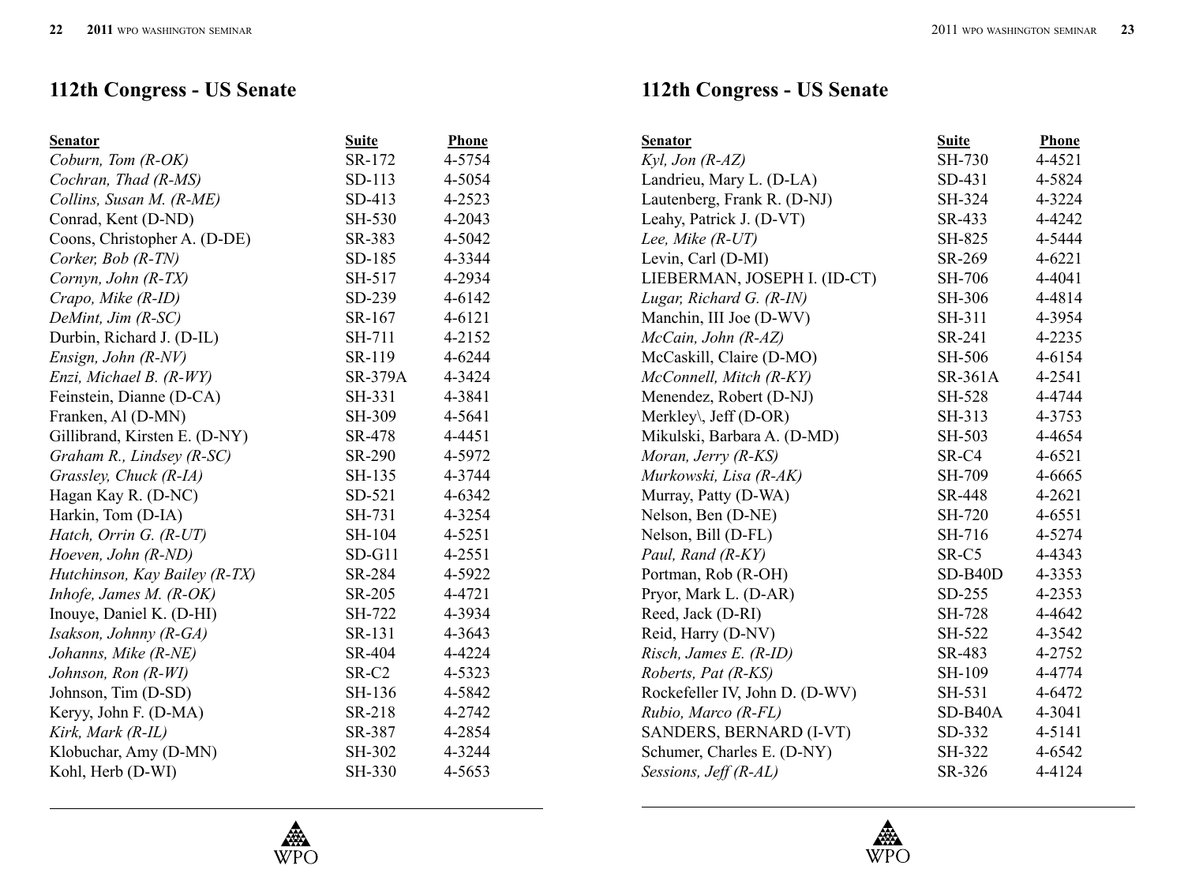## 112th Congress - US Senate

| Senator | Suite | Phone |
|---|---|---|
| *Coburn, Tom (R-OK)* | SR-172 | 4-5754 |
| *Cochran, Thad (R-MS)* | SD-113 | 4-5054 |
| *Collins, Susan M. (R-ME)* | SD-413 | 4-2523 |
| Conrad, Kent (D-ND) | SH-530 | 4-2043 |
| Coons, Christopher A. (D-DE) | SR-383 | 4-5042 |
| *Corker, Bob (R-TN)* | SD-185 | 4-3344 |
| *Cornyn, John (R-TX)* | SH-517 | 4-2934 |
| *Crapo, Mike (R-ID)* | SD-239 | 4-6142 |
| *DeMint, Jim (R-SC)* | SR-167 | 4-6121 |
| Durbin, Richard J. (D-IL) | SH-711 | 4-2152 |
| *Ensign, John (R-NV)* | SR-119 | 4-6244 |
| *Enzi, Michael B. (R-WY)* | SR-379A | 4-3424 |
| Feinstein, Dianne (D-CA) | SH-331 | 4-3841 |
| Franken, Al (D-MN) | SH-309 | 4-5641 |
| Gillibrand, Kirsten E. (D-NY) | SR-478 | 4-4451 |
| *Graham R., Lindsey (R-SC)* | SR-290 | 4-5972 |
| *Grassley, Chuck (R-IA)* | SH-135 | 4-3744 |
| Hagan Kay R. (D-NC) | SD-521 | 4-6342 |
| Harkin, Tom (D-IA) | SH-731 | 4-3254 |
| *Hatch, Orrin G. (R-UT)* | SH-104 | 4-5251 |
| *Hoeven, John (R-ND)* | SD-G11 | 4-2551 |
| *Hutchinson, Kay Bailey (R-TX)* | SR-284 | 4-5922 |
| *Inhofe, James M. (R-OK)* | SR-205 | 4-4721 |
| Inouye, Daniel K. (D-HI) | SH-722 | 4-3934 |
| *Isakson, Johnny (R-GA)* | SR-131 | 4-3643 |
| *Johanns, Mike (R-NE)* | SR-404 | 4-4224 |
| *Johnson, Ron (R-WI)* | SR-C2 | 4-5323 |
| Johnson, Tim (D-SD) | SH-136 | 4-5842 |
| Keryy, John F. (D-MA) | SR-218 | 4-2742 |
| *Kirk, Mark (R-IL)* | SR-387 | 4-2854 |
| Klobuchar, Amy (D-MN) | SH-302 | 4-3244 |
| Kohl, Herb (D-WI) | SH-330 | 4-5653 |

## 112th Congress - US Senate

| Senator | Suite | Phone |
|---|---|---|
| *Kyl, Jon (R-AZ)* | SH-730 | 4-4521 |
| Landrieu, Mary L. (D-LA) | SD-431 | 4-5824 |
| Lautenberg, Frank R. (D-NJ) | SH-324 | 4-3224 |
| Leahy, Patrick J. (D-VT) | SR-433 | 4-4242 |
| *Lee, Mike (R-UT)* | SH-825 | 4-5444 |
| Levin, Carl (D-MI) | SR-269 | 4-6221 |
| LIEBERMAN, JOSEPH I. (ID-CT) | SH-706 | 4-4041 |
| *Lugar, Richard G. (R-IN)* | SH-306 | 4-4814 |
| Manchin, III Joe (D-WV) | SH-311 | 4-3954 |
| *McCain, John (R-AZ)* | SR-241 | 4-2235 |
| McCaskill, Claire (D-MO) | SH-506 | 4-6154 |
| *McConnell, Mitch (R-KY)* | SR-361A | 4-2541 |
| Menendez, Robert (D-NJ) | SH-528 | 4-4744 |
| Merkley\, Jeff (D-OR) | SH-313 | 4-3753 |
| Mikulski, Barbara A. (D-MD) | SH-503 | 4-4654 |
| *Moran, Jerry (R-KS)* | SR-C4 | 4-6521 |
| *Murkowski, Lisa (R-AK)* | SH-709 | 4-6665 |
| Murray, Patty (D-WA) | SR-448 | 4-2621 |
| Nelson, Ben (D-NE) | SH-720 | 4-6551 |
| Nelson, Bill (D-FL) | SH-716 | 4-5274 |
| *Paul, Rand (R-KY)* | SR-C5 | 4-4343 |
| Portman, Rob (R-OH) | SD-B40D | 4-3353 |
| Pryor, Mark L. (D-AR) | SD-255 | 4-2353 |
| Reed, Jack (D-RI) | SH-728 | 4-4642 |
| Reid, Harry (D-NV) | SH-522 | 4-3542 |
| *Risch, James E. (R-ID)* | SR-483 | 4-2752 |
| *Roberts, Pat (R-KS)* | SH-109 | 4-4774 |
| Rockefeller IV, John D. (D-WV) | SH-531 | 4-6472 |
| *Rubio, Marco (R-FL)* | SD-B40A | 4-3041 |
| SANDERS, BERNARD (I-VT) | SD-332 | 4-5141 |
| Schumer, Charles E. (D-NY) | SH-322 | 4-6542 |
| *Sessions, Jeff (R-AL)* | SR-326 | 4-4124 |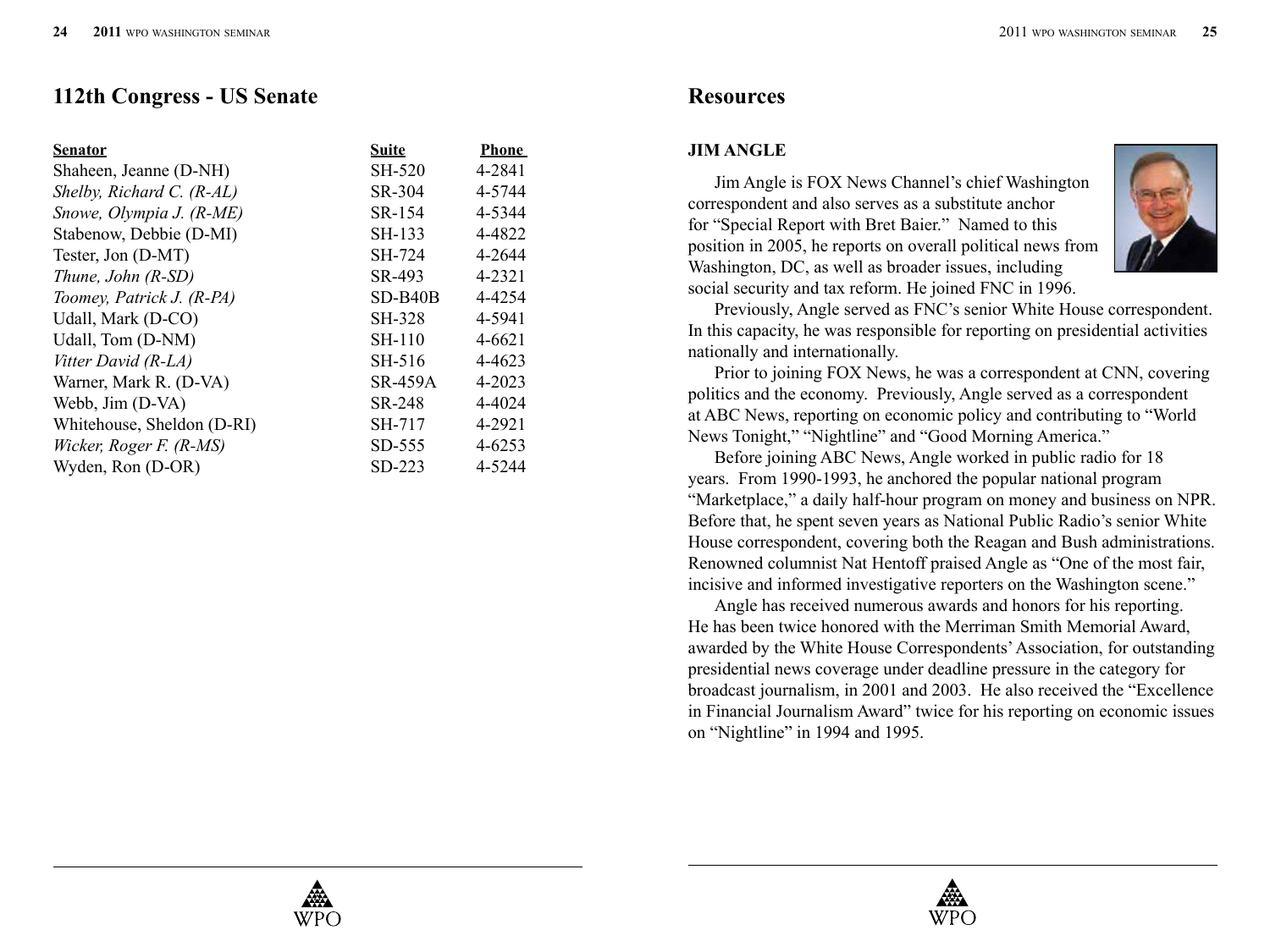## 112th Congress - US Senate

| Senator | Suite | Phone |
|---|---|---|
| Shaheen, Jeanne (D-NH) | SH-520 | 4-2841 |
| *Shelby, Richard C. (R-AL)* | SR-304 | 4-5744 |
| *Snowe, Olympia J. (R-ME)* | SR-154 | 4-5344 |
| Stabenow, Debbie (D-MI) | SH-133 | 4-4822 |
| Tester, Jon (D-MT) | SH-724 | 4-2644 |
| *Thune, John (R-SD)* | SR-493 | 4-2321 |
| *Toomey, Patrick J. (R-PA)* | SD-B40B | 4-4254 |
| Udall, Mark (D-CO) | SH-328 | 4-5941 |
| Udall, Tom (D-NM) | SH-110 | 4-6621 |
| *Vitter David (R-LA)* | SH-516 | 4-4623 |
| Warner, Mark R. (D-VA) | SR-459A | 4-2023 |
| Webb, Jim (D-VA) | SR-248 | 4-4024 |
| Whitehouse, Sheldon (D-RI) | SH-717 | 4-2921 |
| *Wicker, Roger F. (R-MS)* | SD-555 | 4-6253 |
| Wyden, Ron (D-OR) | SD-223 | 4-5244 |

## Resources

**JIM ANGLE**

Jim Angle is FOX News Channel's chief Washington correspondent and also serves as a substitute anchor for "Special Report with Bret Baier." Named to this position in 2005, he reports on overall political news from Washington, DC, as well as broader issues, including social security and tax reform. He joined FNC in 1996.

Previously, Angle served as FNC's senior White House correspondent. In this capacity, he was responsible for reporting on presidential activities nationally and internationally.

Prior to joining FOX News, he was a correspondent at CNN, covering politics and the economy. Previously, Angle served as a correspondent at ABC News, reporting on economic policy and contributing to "World News Tonight," "Nightline" and "Good Morning America."

Before joining ABC News, Angle worked in public radio for 18 years. From 1990-1993, he anchored the popular national program "Marketplace," a daily half-hour program on money and business on NPR. Before that, he spent seven years as National Public Radio's senior White House correspondent, covering both the Reagan and Bush administrations. Renowned columnist Nat Hentoff praised Angle as "One of the most fair, incisive and informed investigative reporters on the Washington scene."

Angle has received numerous awards and honors for his reporting. He has been twice honored with the Merriman Smith Memorial Award, awarded by the White House Correspondents' Association, for outstanding presidential news coverage under deadline pressure in the category for broadcast journalism, in 2001 and 2003. He also received the "Excellence in Financial Journalism Award" twice for his reporting on economic issues on "Nightline" in 1994 and 1995.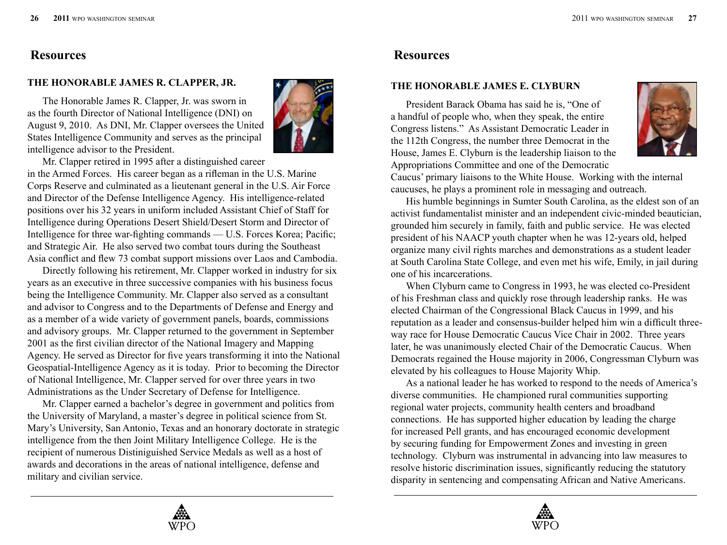# Resources

## THE HONORABLE JAMES R. CLAPPER, JR.

The Honorable James R. Clapper, Jr. was sworn in as the fourth Director of National Intelligence (DNI) on August 9, 2010. As DNI, Mr. Clapper oversees the United States Intelligence Community and serves as the principal intelligence advisor to the President.

Mr. Clapper retired in 1995 after a distinguished career in the Armed Forces. His career began as a rifleman in the U.S. Marine Corps Reserve and culminated as a lieutenant general in the U.S. Air Force and Director of the Defense Intelligence Agency. His intelligence-related positions over his 32 years in uniform included Assistant Chief of Staff for Intelligence during Operations Desert Shield/Desert Storm and Director of Intelligence for three war-fighting commands — U.S. Forces Korea; Pacific; and Strategic Air. He also served two combat tours during the Southeast Asia conflict and flew 73 combat support missions over Laos and Cambodia.

Directly following his retirement, Mr. Clapper worked in industry for six years as an executive in three successive companies with his business focus being the Intelligence Community. Mr. Clapper also served as a consultant and advisor to Congress and to the Departments of Defense and Energy and as a member of a wide variety of government panels, boards, commissions and advisory groups. Mr. Clapper returned to the government in September 2001 as the first civilian director of the National Imagery and Mapping Agency. He served as Director for five years transforming it into the National Geospatial-Intelligence Agency as it is today. Prior to becoming the Director of National Intelligence, Mr. Clapper served for over three years in two Administrations as the Under Secretary of Defense for Intelligence.

Mr. Clapper earned a bachelor's degree in government and politics from the University of Maryland, a master's degree in political science from St. Mary's University, San Antonio, Texas and an honorary doctorate in strategic intelligence from the then Joint Military Intelligence College. He is the recipient of numerous Distiniguished Service Medals as well as a host of awards and decorations in the areas of national intelligence, defense and military and civilian service.

# Resources

## THE HONORABLE JAMES E. CLYBURN

President Barack Obama has said he is, "One of a handful of people who, when they speak, the entire Congress listens." As Assistant Democratic Leader in the 112th Congress, the number three Democrat in the House, James E. Clyburn is the leadership liaison to the Appropriations Committee and one of the Democratic Caucus' primary liaisons to the White House. Working with the internal caucuses, he plays a prominent role in messaging and outreach.

His humble beginnings in Sumter South Carolina, as the eldest son of an activist fundamentalist minister and an independent civic-minded beautician, grounded him securely in family, faith and public service. He was elected president of his NAACP youth chapter when he was 12-years old, helped organize many civil rights marches and demonstrations as a student leader at South Carolina State College, and even met his wife, Emily, in jail during one of his incarcerations.

When Clyburn came to Congress in 1993, he was elected co-President of his Freshman class and quickly rose through leadership ranks. He was elected Chairman of the Congressional Black Caucus in 1999, and his reputation as a leader and consensus-builder helped him win a difficult three-way race for House Democratic Caucus Vice Chair in 2002. Three years later, he was unanimously elected Chair of the Democratic Caucus. When Democrats regained the House majority in 2006, Congressman Clyburn was elevated by his colleagues to House Majority Whip.

As a national leader he has worked to respond to the needs of America's diverse communities. He championed rural communities supporting regional water projects, community health centers and broadband connections. He has supported higher education by leading the charge for increased Pell grants, and has encouraged economic development by securing funding for Empowerment Zones and investing in green technology. Clyburn was instrumental in advancing into law measures to resolve historic discrimination issues, significantly reducing the statutory disparity in sentencing and compensating African and Native Americans.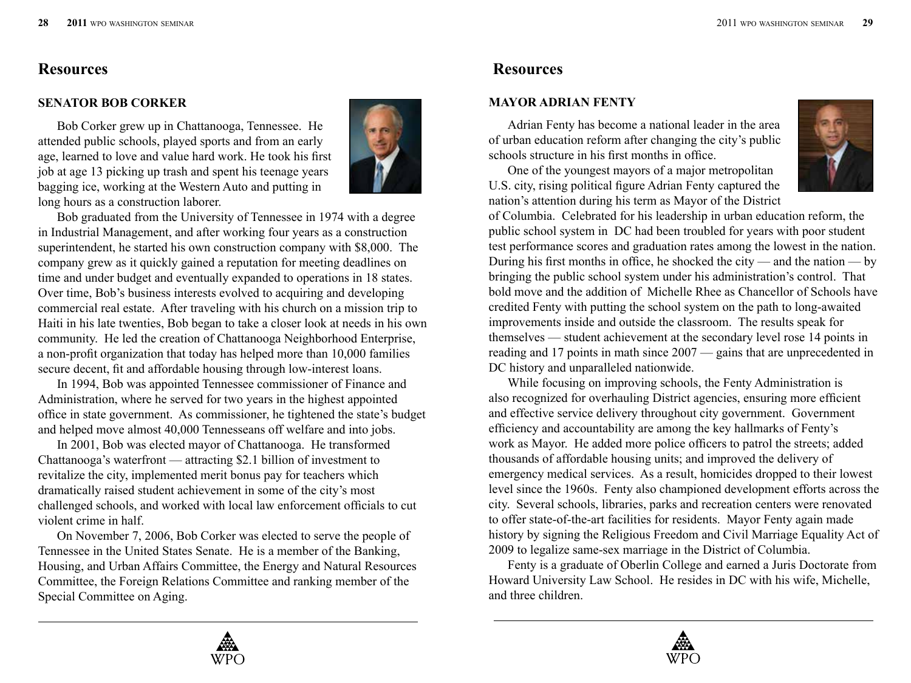## Resources

### SENATOR BOB CORKER

Bob Corker grew up in Chattanooga, Tennessee. He attended public schools, played sports and from an early age, learned to love and value hard work. He took his first job at age 13 picking up trash and spent his teenage years bagging ice, working at the Western Auto and putting in long hours as a construction laborer.

Bob graduated from the University of Tennessee in 1974 with a degree in Industrial Management, and after working four years as a construction superintendent, he started his own construction company with $8,000. The company grew as it quickly gained a reputation for meeting deadlines on time and under budget and eventually expanded to operations in 18 states. Over time, Bob's business interests evolved to acquiring and developing commercial real estate. After traveling with his church on a mission trip to Haiti in his late twenties, Bob began to take a closer look at needs in his own community. He led the creation of Chattanooga Neighborhood Enterprise, a non-profit organization that today has helped more than 10,000 families secure decent, fit and affordable housing through low-interest loans.

In 1994, Bob was appointed Tennessee commissioner of Finance and Administration, where he served for two years in the highest appointed office in state government. As commissioner, he tightened the state's budget and helped move almost 40,000 Tennesseans off welfare and into jobs.

In 2001, Bob was elected mayor of Chattanooga. He transformed Chattanooga's waterfront — attracting $2.1 billion of investment to revitalize the city, implemented merit bonus pay for teachers which dramatically raised student achievement in some of the city's most challenged schools, and worked with local law enforcement officials to cut violent crime in half.

On November 7, 2006, Bob Corker was elected to serve the people of Tennessee in the United States Senate. He is a member of the Banking, Housing, and Urban Affairs Committee, the Energy and Natural Resources Committee, the Foreign Relations Committee and ranking member of the Special Committee on Aging.

## Resources

### MAYOR ADRIAN FENTY

Adrian Fenty has become a national leader in the area of urban education reform after changing the city's public schools structure in his first months in office.

One of the youngest mayors of a major metropolitan U.S. city, rising political figure Adrian Fenty captured the nation's attention during his term as Mayor of the District of Columbia. Celebrated for his leadership in urban education reform, the public school system in DC had been troubled for years with poor student test performance scores and graduation rates among the lowest in the nation. During his first months in office, he shocked the city — and the nation — by bringing the public school system under his administration's control. That bold move and the addition of Michelle Rhee as Chancellor of Schools have credited Fenty with putting the school system on the path to long-awaited improvements inside and outside the classroom. The results speak for themselves — student achievement at the secondary level rose 14 points in reading and 17 points in math since 2007 — gains that are unprecedented in DC history and unparalleled nationwide.

While focusing on improving schools, the Fenty Administration is also recognized for overhauling District agencies, ensuring more efficient and effective service delivery throughout city government. Government efficiency and accountability are among the key hallmarks of Fenty's work as Mayor. He added more police officers to patrol the streets; added thousands of affordable housing units; and improved the delivery of emergency medical services. As a result, homicides dropped to their lowest level since the 1960s. Fenty also championed development efforts across the city. Several schools, libraries, parks and recreation centers were renovated to offer state-of-the-art facilities for residents. Mayor Fenty again made history by signing the Religious Freedom and Civil Marriage Equality Act of 2009 to legalize same-sex marriage in the District of Columbia.

Fenty is a graduate of Oberlin College and earned a Juris Doctorate from Howard University Law School. He resides in DC with his wife, Michelle, and three children.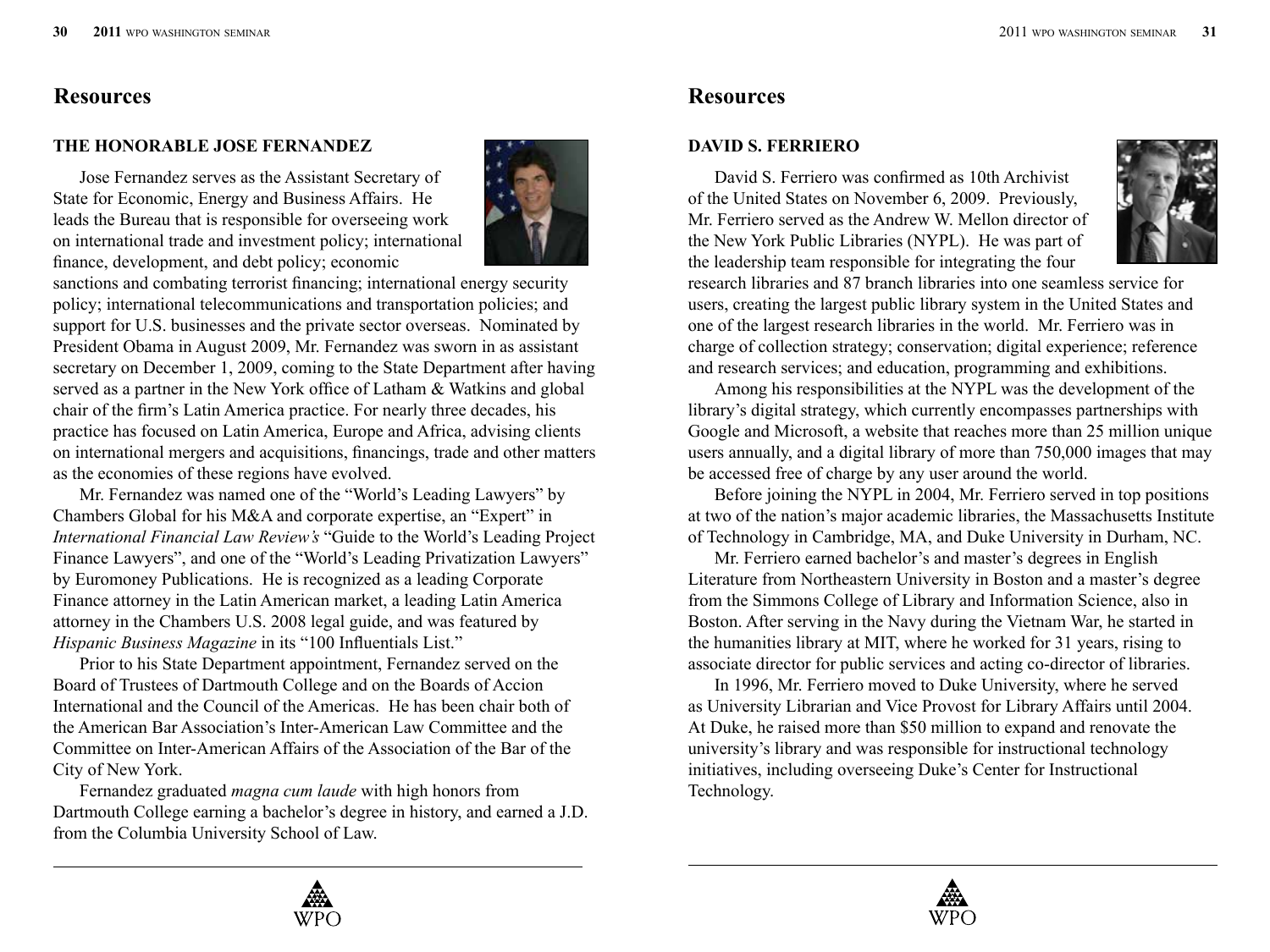## Resources

### THE HONORABLE JOSE FERNANDEZ

Jose Fernandez serves as the Assistant Secretary of State for Economic, Energy and Business Affairs. He leads the Bureau that is responsible for overseeing work on international trade and investment policy; international finance, development, and debt policy; economic sanctions and combating terrorist financing; international energy security policy; international telecommunications and transportation policies; and support for U.S. businesses and the private sector overseas. Nominated by President Obama in August 2009, Mr. Fernandez was sworn in as assistant secretary on December 1, 2009, coming to the State Department after having served as a partner in the New York office of Latham & Watkins and global chair of the firm's Latin America practice. For nearly three decades, his practice has focused on Latin America, Europe and Africa, advising clients on international mergers and acquisitions, financings, trade and other matters as the economies of these regions have evolved.

Mr. Fernandez was named one of the "World's Leading Lawyers" by Chambers Global for his M&A and corporate expertise, an "Expert" in *International Financial Law Review's* "Guide to the World's Leading Project Finance Lawyers", and one of the "World's Leading Privatization Lawyers" by Euromoney Publications. He is recognized as a leading Corporate Finance attorney in the Latin American market, a leading Latin America attorney in the Chambers U.S. 2008 legal guide, and was featured by *Hispanic Business Magazine* in its "100 Influentials List."

Prior to his State Department appointment, Fernandez served on the Board of Trustees of Dartmouth College and on the Boards of Accion International and the Council of the Americas. He has been chair both of the American Bar Association's Inter-American Law Committee and the Committee on Inter-American Affairs of the Association of the Bar of the City of New York.

Fernandez graduated *magna cum laude* with high honors from Dartmouth College earning a bachelor's degree in history, and earned a J.D. from the Columbia University School of Law.

## Resources

### DAVID S. FERRIERO

David S. Ferriero was confirmed as 10th Archivist of the United States on November 6, 2009. Previously, Mr. Ferriero served as the Andrew W. Mellon director of the New York Public Libraries (NYPL). He was part of the leadership team responsible for integrating the four research libraries and 87 branch libraries into one seamless service for users, creating the largest public library system in the United States and one of the largest research libraries in the world. Mr. Ferriero was in charge of collection strategy; conservation; digital experience; reference and research services; and education, programming and exhibitions.

Among his responsibilities at the NYPL was the development of the library's digital strategy, which currently encompasses partnerships with Google and Microsoft, a website that reaches more than 25 million unique users annually, and a digital library of more than 750,000 images that may be accessed free of charge by any user around the world.

Before joining the NYPL in 2004, Mr. Ferriero served in top positions at two of the nation's major academic libraries, the Massachusetts Institute of Technology in Cambridge, MA, and Duke University in Durham, NC.

Mr. Ferriero earned bachelor's and master's degrees in English Literature from Northeastern University in Boston and a master's degree from the Simmons College of Library and Information Science, also in Boston. After serving in the Navy during the Vietnam War, he started in the humanities library at MIT, where he worked for 31 years, rising to associate director for public services and acting co-director of libraries.

In 1996, Mr. Ferriero moved to Duke University, where he served as University Librarian and Vice Provost for Library Affairs until 2004. At Duke, he raised more than $50 million to expand and renovate the university's library and was responsible for instructional technology initiatives, including overseeing Duke's Center for Instructional Technology.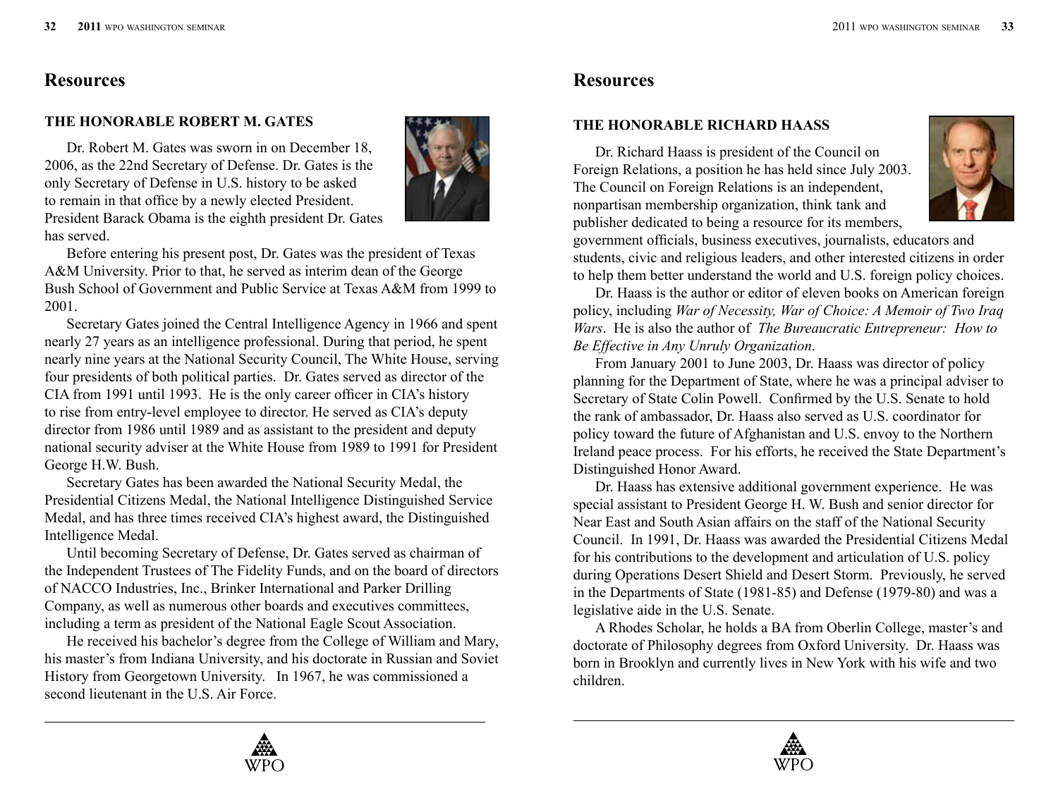## Resources

### THE HONORABLE ROBERT M. GATES

Dr. Robert M. Gates was sworn in on December 18, 2006, as the 22nd Secretary of Defense. Dr. Gates is the only Secretary of Defense in U.S. history to be asked to remain in that office by a newly elected President. President Barack Obama is the eighth president Dr. Gates has served.

Before entering his present post, Dr. Gates was the president of Texas A&M University. Prior to that, he served as interim dean of the George Bush School of Government and Public Service at Texas A&M from 1999 to 2001.

Secretary Gates joined the Central Intelligence Agency in 1966 and spent nearly 27 years as an intelligence professional. During that period, he spent nearly nine years at the National Security Council, The White House, serving four presidents of both political parties. Dr. Gates served as director of the CIA from 1991 until 1993. He is the only career officer in CIA's history to rise from entry-level employee to director. He served as CIA's deputy director from 1986 until 1989 and as assistant to the president and deputy national security adviser at the White House from 1989 to 1991 for President George H.W. Bush.

Secretary Gates has been awarded the National Security Medal, the Presidential Citizens Medal, the National Intelligence Distinguished Service Medal, and has three times received CIA's highest award, the Distinguished Intelligence Medal.

Until becoming Secretary of Defense, Dr. Gates served as chairman of the Independent Trustees of The Fidelity Funds, and on the board of directors of NACCO Industries, Inc., Brinker International and Parker Drilling Company, as well as numerous other boards and executives committees, including a term as president of the National Eagle Scout Association.

He received his bachelor's degree from the College of William and Mary, his master's from Indiana University, and his doctorate in Russian and Soviet History from Georgetown University. In 1967, he was commissioned a second lieutenant in the U.S. Air Force.

## Resources

### THE HONORABLE RICHARD HAASS

Dr. Richard Haass is president of the Council on Foreign Relations, a position he has held since July 2003. The Council on Foreign Relations is an independent, nonpartisan membership organization, think tank and publisher dedicated to being a resource for its members, government officials, business executives, journalists, educators and students, civic and religious leaders, and other interested citizens in order to help them better understand the world and U.S. foreign policy choices.

Dr. Haass is the author or editor of eleven books on American foreign policy, including *War of Necessity, War of Choice: A Memoir of Two Iraq Wars*. He is also the author of *The Bureaucratic Entrepreneur: How to Be Effective in Any Unruly Organization*.

From January 2001 to June 2003, Dr. Haass was director of policy planning for the Department of State, where he was a principal adviser to Secretary of State Colin Powell. Confirmed by the U.S. Senate to hold the rank of ambassador, Dr. Haass also served as U.S. coordinator for policy toward the future of Afghanistan and U.S. envoy to the Northern Ireland peace process. For his efforts, he received the State Department's Distinguished Honor Award.

Dr. Haass has extensive additional government experience. He was special assistant to President George H. W. Bush and senior director for Near East and South Asian affairs on the staff of the National Security Council. In 1991, Dr. Haass was awarded the Presidential Citizens Medal for his contributions to the development and articulation of U.S. policy during Operations Desert Shield and Desert Storm. Previously, he served in the Departments of State (1981-85) and Defense (1979-80) and was a legislative aide in the U.S. Senate.

A Rhodes Scholar, he holds a BA from Oberlin College, master's and doctorate of Philosophy degrees from Oxford University. Dr. Haass was born in Brooklyn and currently lives in New York with his wife and two children.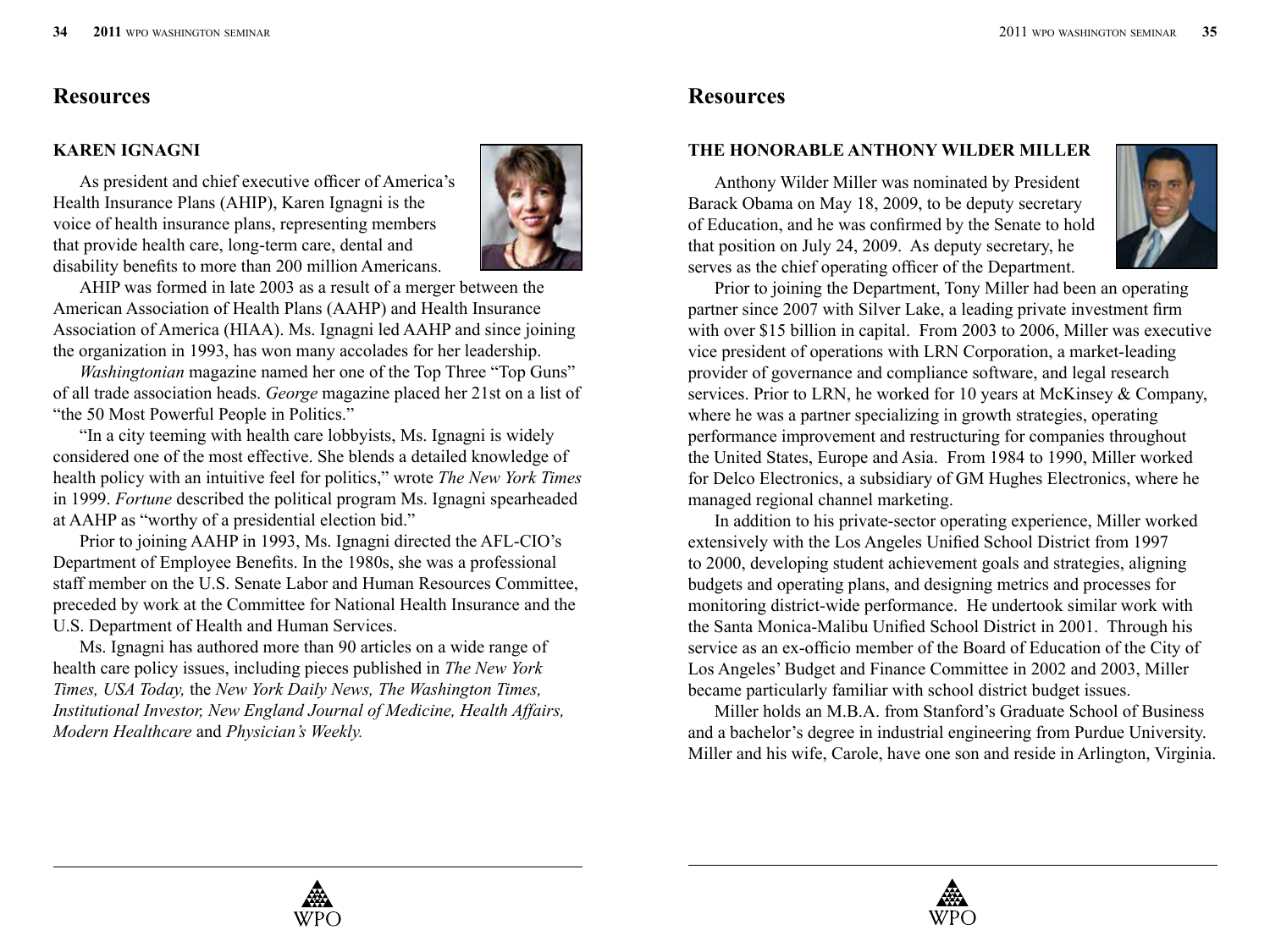## Resources

### KAREN IGNAGNI

As president and chief executive officer of America's Health Insurance Plans (AHIP), Karen Ignagni is the voice of health insurance plans, representing members that provide health care, long-term care, dental and disability benefits to more than 200 million Americans.

AHIP was formed in late 2003 as a result of a merger between the American Association of Health Plans (AAHP) and Health Insurance Association of America (HIAA). Ms. Ignagni led AAHP and since joining the organization in 1993, has won many accolades for her leadership.

*Washingtonian* magazine named her one of the Top Three "Top Guns" of all trade association heads. *George* magazine placed her 21st on a list of "the 50 Most Powerful People in Politics."

"In a city teeming with health care lobbyists, Ms. Ignagni is widely considered one of the most effective. She blends a detailed knowledge of health policy with an intuitive feel for politics," wrote *The New York Times* in 1999. *Fortune* described the political program Ms. Ignagni spearheaded at AAHP as "worthy of a presidential election bid."

Prior to joining AAHP in 1993, Ms. Ignagni directed the AFL-CIO's Department of Employee Benefits. In the 1980s, she was a professional staff member on the U.S. Senate Labor and Human Resources Committee, preceded by work at the Committee for National Health Insurance and the U.S. Department of Health and Human Services.

Ms. Ignagni has authored more than 90 articles on a wide range of health care policy issues, including pieces published in *The New York Times, USA Today,* the *New York Daily News, The Washington Times, Institutional Investor, New England Journal of Medicine, Health Affairs, Modern Healthcare* and *Physician's Weekly.*

## Resources

### THE HONORABLE ANTHONY WILDER MILLER

Anthony Wilder Miller was nominated by President Barack Obama on May 18, 2009, to be deputy secretary of Education, and he was confirmed by the Senate to hold that position on July 24, 2009. As deputy secretary, he serves as the chief operating officer of the Department.

Prior to joining the Department, Tony Miller had been an operating partner since 2007 with Silver Lake, a leading private investment firm with over $15 billion in capital. From 2003 to 2006, Miller was executive vice president of operations with LRN Corporation, a market-leading provider of governance and compliance software, and legal research services. Prior to LRN, he worked for 10 years at McKinsey & Company, where he was a partner specializing in growth strategies, operating performance improvement and restructuring for companies throughout the United States, Europe and Asia. From 1984 to 1990, Miller worked for Delco Electronics, a subsidiary of GM Hughes Electronics, where he managed regional channel marketing.

In addition to his private-sector operating experience, Miller worked extensively with the Los Angeles Unified School District from 1997 to 2000, developing student achievement goals and strategies, aligning budgets and operating plans, and designing metrics and processes for monitoring district-wide performance. He undertook similar work with the Santa Monica-Malibu Unified School District in 2001. Through his service as an ex-officio member of the Board of Education of the City of Los Angeles' Budget and Finance Committee in 2002 and 2003, Miller became particularly familiar with school district budget issues.

Miller holds an M.B.A. from Stanford's Graduate School of Business and a bachelor's degree in industrial engineering from Purdue University. Miller and his wife, Carole, have one son and reside in Arlington, Virginia.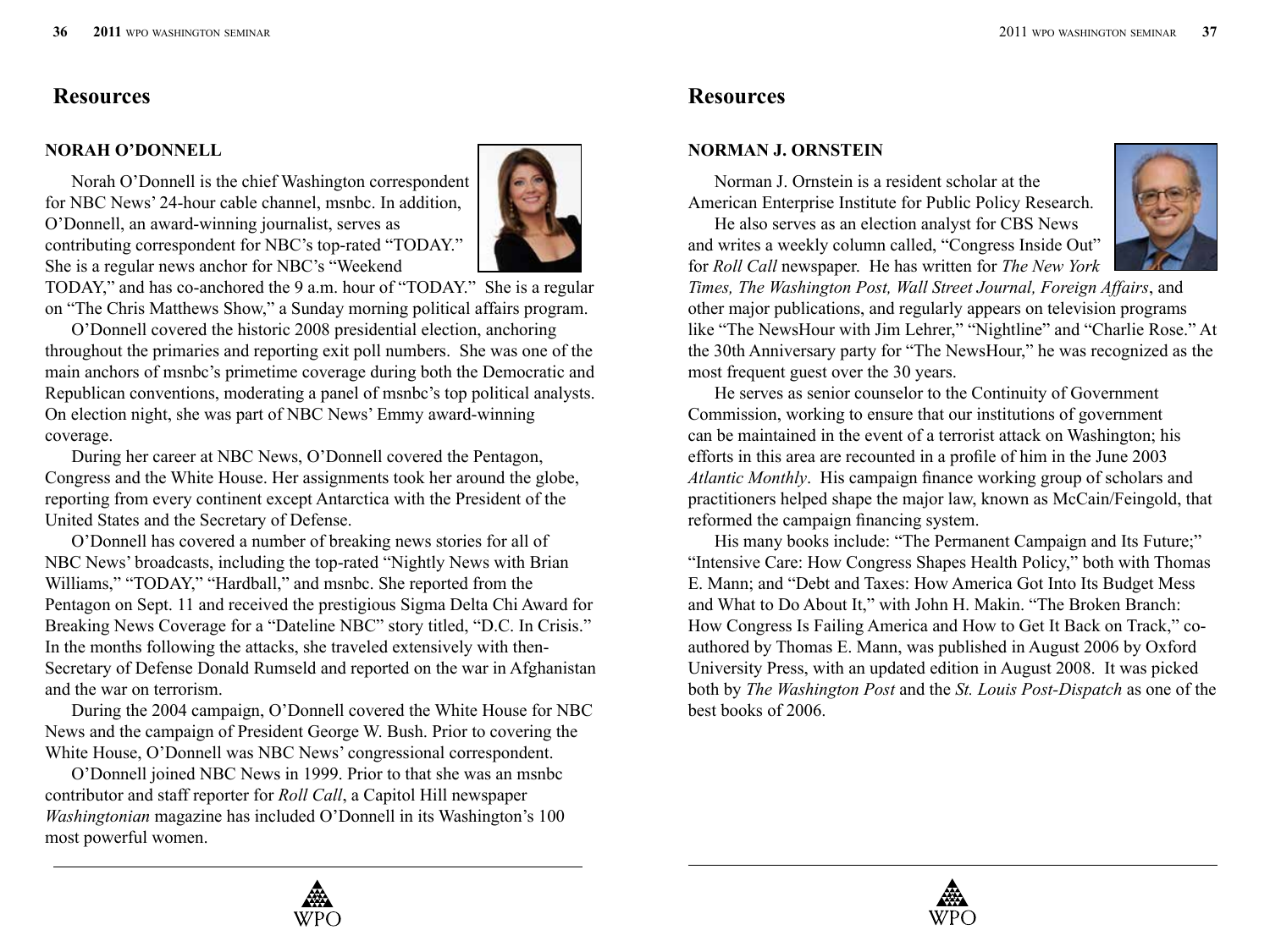## Resources

### NORAH O'DONNELL

Norah O'Donnell is the chief Washington correspondent for NBC News' 24-hour cable channel, msnbc. In addition, O'Donnell, an award-winning journalist, serves as contributing correspondent for NBC's top-rated "TODAY." She is a regular news anchor for NBC's "Weekend TODAY," and has co-anchored the 9 a.m. hour of "TODAY." She is a regular on "The Chris Matthews Show," a Sunday morning political affairs program.

O'Donnell covered the historic 2008 presidential election, anchoring throughout the primaries and reporting exit poll numbers. She was one of the main anchors of msnbc's primetime coverage during both the Democratic and Republican conventions, moderating a panel of msnbc's top political analysts. On election night, she was part of NBC News' Emmy award-winning coverage.

During her career at NBC News, O'Donnell covered the Pentagon, Congress and the White House. Her assignments took her around the globe, reporting from every continent except Antarctica with the President of the United States and the Secretary of Defense.

O'Donnell has covered a number of breaking news stories for all of NBC News' broadcasts, including the top-rated "Nightly News with Brian Williams," "TODAY," "Hardball," and msnbc. She reported from the Pentagon on Sept. 11 and received the prestigious Sigma Delta Chi Award for Breaking News Coverage for a "Dateline NBC" story titled, "D.C. In Crisis." In the months following the attacks, she traveled extensively with then-Secretary of Defense Donald Rumseld and reported on the war in Afghanistan and the war on terrorism.

During the 2004 campaign, O'Donnell covered the White House for NBC News and the campaign of President George W. Bush. Prior to covering the White House, O'Donnell was NBC News' congressional correspondent.

O'Donnell joined NBC News in 1999. Prior to that she was an msnbc contributor and staff reporter for *Roll Call*, a Capitol Hill newspaper *Washingtonian* magazine has included O'Donnell in its Washington's 100 most powerful women.

## Resources

### NORMAN J. ORNSTEIN

Norman J. Ornstein is a resident scholar at the American Enterprise Institute for Public Policy Research.

He also serves as an election analyst for CBS News and writes a weekly column called, "Congress Inside Out" for *Roll Call* newspaper. He has written for *The New York Times, The Washington Post, Wall Street Journal, Foreign Affairs*, and other major publications, and regularly appears on television programs like "The NewsHour with Jim Lehrer," "Nightline" and "Charlie Rose." At the 30th Anniversary party for "The NewsHour," he was recognized as the most frequent guest over the 30 years.

He serves as senior counselor to the Continuity of Government Commission, working to ensure that our institutions of government can be maintained in the event of a terrorist attack on Washington; his efforts in this area are recounted in a profile of him in the June 2003 *Atlantic Monthly*. His campaign finance working group of scholars and practitioners helped shape the major law, known as McCain/Feingold, that reformed the campaign financing system.

His many books include: "The Permanent Campaign and Its Future;" "Intensive Care: How Congress Shapes Health Policy," both with Thomas E. Mann; and "Debt and Taxes: How America Got Into Its Budget Mess and What to Do About It," with John H. Makin. "The Broken Branch: How Congress Is Failing America and How to Get It Back on Track," co-authored by Thomas E. Mann, was published in August 2006 by Oxford University Press, with an updated edition in August 2008. It was picked both by *The Washington Post* and the *St. Louis Post-Dispatch* as one of the best books of 2006.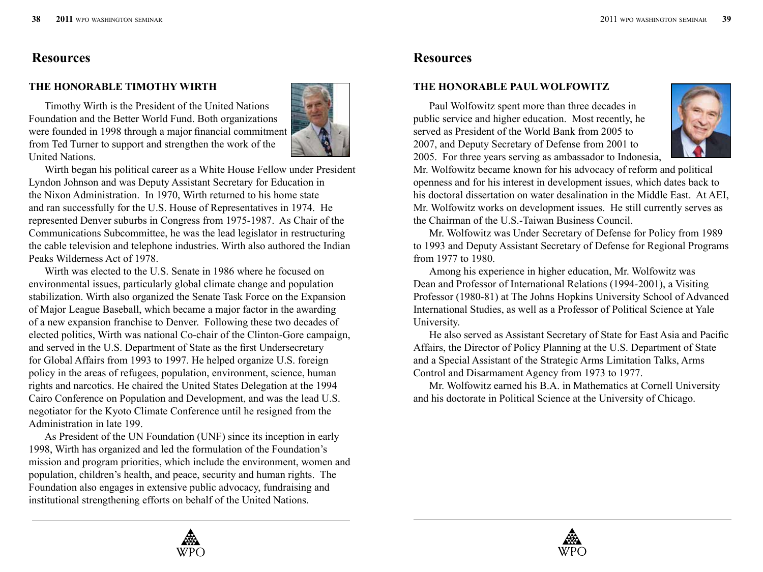## Resources

### THE HONORABLE TIMOTHY WIRTH

Timothy Wirth is the President of the United Nations Foundation and the Better World Fund. Both organizations were founded in 1998 through a major financial commitment from Ted Turner to support and strengthen the work of the United Nations.

Wirth began his political career as a White House Fellow under President Lyndon Johnson and was Deputy Assistant Secretary for Education in the Nixon Administration. In 1970, Wirth returned to his home state and ran successfully for the U.S. House of Representatives in 1974. He represented Denver suburbs in Congress from 1975-1987. As Chair of the Communications Subcommittee, he was the lead legislator in restructuring the cable television and telephone industries. Wirth also authored the Indian Peaks Wilderness Act of 1978.

Wirth was elected to the U.S. Senate in 1986 where he focused on environmental issues, particularly global climate change and population stabilization. Wirth also organized the Senate Task Force on the Expansion of Major League Baseball, which became a major factor in the awarding of a new expansion franchise to Denver. Following these two decades of elected politics, Wirth was national Co-chair of the Clinton-Gore campaign, and served in the U.S. Department of State as the first Undersecretary for Global Affairs from 1993 to 1997. He helped organize U.S. foreign policy in the areas of refugees, population, environment, science, human rights and narcotics. He chaired the United States Delegation at the 1994 Cairo Conference on Population and Development, and was the lead U.S. negotiator for the Kyoto Climate Conference until he resigned from the Administration in late 199.

As President of the UN Foundation (UNF) since its inception in early 1998, Wirth has organized and led the formulation of the Foundation's mission and program priorities, which include the environment, women and population, children's health, and peace, security and human rights. The Foundation also engages in extensive public advocacy, fundraising and institutional strengthening efforts on behalf of the United Nations.

## Resources

### THE HONORABLE PAUL WOLFOWITZ

Paul Wolfowitz spent more than three decades in public service and higher education. Most recently, he served as President of the World Bank from 2005 to 2007, and Deputy Secretary of Defense from 2001 to 2005. For three years serving as ambassador to Indonesia, Mr. Wolfowitz became known for his advocacy of reform and political openness and for his interest in development issues, which dates back to his doctoral dissertation on water desalination in the Middle East. At AEI, Mr. Wolfowitz works on development issues. He still currently serves as the Chairman of the U.S.-Taiwan Business Council.

Mr. Wolfowitz was Under Secretary of Defense for Policy from 1989 to 1993 and Deputy Assistant Secretary of Defense for Regional Programs from 1977 to 1980.

Among his experience in higher education, Mr. Wolfowitz was Dean and Professor of International Relations (1994-2001), a Visiting Professor (1980-81) at The Johns Hopkins University School of Advanced International Studies, as well as a Professor of Political Science at Yale University.

He also served as Assistant Secretary of State for East Asia and Pacific Affairs, the Director of Policy Planning at the U.S. Department of State and a Special Assistant of the Strategic Arms Limitation Talks, Arms Control and Disarmament Agency from 1973 to 1977.

Mr. Wolfowitz earned his B.A. in Mathematics at Cornell University and his doctorate in Political Science at the University of Chicago.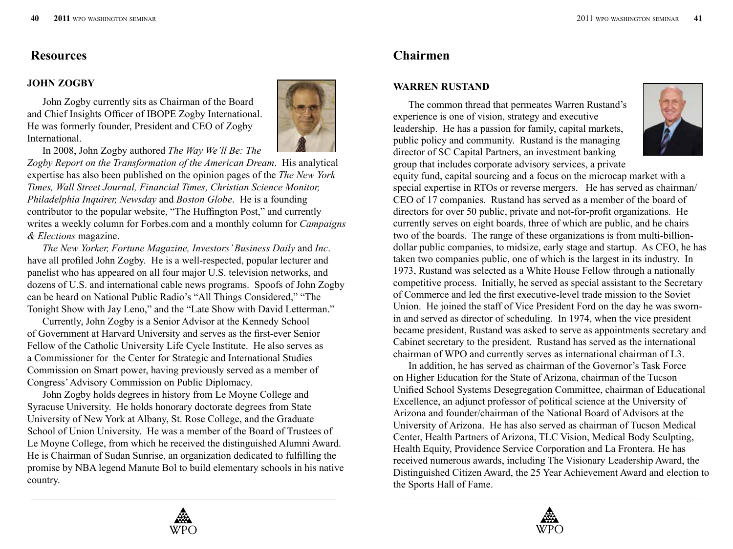## Resources

### JOHN ZOGBY

John Zogby currently sits as Chairman of the Board and Chief Insights Officer of IBOPE Zogby International. He was formerly founder, President and CEO of Zogby International.

In 2008, John Zogby authored *The Way We'll Be: The Zogby Report on the Transformation of the American Dream*. His analytical expertise has also been published on the opinion pages of the *The New York Times, Wall Street Journal, Financial Times, Christian Science Monitor, Philadelphia Inquirer, Newsday* and *Boston Globe*. He is a founding contributor to the popular website, "The Huffington Post," and currently writes a weekly column for Forbes.com and a monthly column for *Campaigns & Elections* magazine.

*The New Yorker, Fortune Magazine, Investors' Business Daily* and *Inc*. have all profiled John Zogby. He is a well-respected, popular lecturer and panelist who has appeared on all four major U.S. television networks, and dozens of U.S. and international cable news programs. Spoofs of John Zogby can be heard on National Public Radio's "All Things Considered," "The Tonight Show with Jay Leno," and the "Late Show with David Letterman."

Currently, John Zogby is a Senior Advisor at the Kennedy School of Government at Harvard University and serves as the first-ever Senior Fellow of the Catholic University Life Cycle Institute. He also serves as a Commissioner for the Center for Strategic and International Studies Commission on Smart power, having previously served as a member of Congress' Advisory Commission on Public Diplomacy.

John Zogby holds degrees in history from Le Moyne College and Syracuse University. He holds honorary doctorate degrees from State University of New York at Albany, St. Rose College, and the Graduate School of Union University. He was a member of the Board of Trustees of Le Moyne College, from which he received the distinguished Alumni Award. He is Chairman of Sudan Sunrise, an organization dedicated to fulfilling the promise by NBA legend Manute Bol to build elementary schools in his native country.

## Chairmen

### WARREN RUSTAND

The common thread that permeates Warren Rustand's experience is one of vision, strategy and executive leadership. He has a passion for family, capital markets, public policy and community. Rustand is the managing director of SC Capital Partners, an investment banking group that includes corporate advisory services, a private equity fund, capital sourcing and a focus on the microcap market with a special expertise in RTOs or reverse mergers. He has served as chairman/CEO of 17 companies. Rustand has served as a member of the board of directors for over 50 public, private and not-for-profit organizations. He currently serves on eight boards, three of which are public, and he chairs two of the boards. The range of these organizations is from multi-billion-dollar public companies, to midsize, early stage and startup. As CEO, he has taken two companies public, one of which is the largest in its industry. In 1973, Rustand was selected as a White House Fellow through a nationally competitive process. Initially, he served as special assistant to the Secretary of Commerce and led the first executive-level trade mission to the Soviet Union. He joined the staff of Vice President Ford on the day he was sworn-in and served as director of scheduling. In 1974, when the vice president became president, Rustand was asked to serve as appointments secretary and Cabinet secretary to the president. Rustand has served as the international chairman of WPO and currently serves as international chairman of L3.

In addition, he has served as chairman of the Governor's Task Force on Higher Education for the State of Arizona, chairman of the Tucson Unified School Systems Desegregation Committee, chairman of Educational Excellence, an adjunct professor of political science at the University of Arizona and founder/chairman of the National Board of Advisors at the University of Arizona. He has also served as chairman of Tucson Medical Center, Health Partners of Arizona, TLC Vision, Medical Body Sculpting, Health Equity, Providence Service Corporation and La Frontera. He has received numerous awards, including The Visionary Leadership Award, the Distinguished Citizen Award, the 25 Year Achievement Award and election to the Sports Hall of Fame.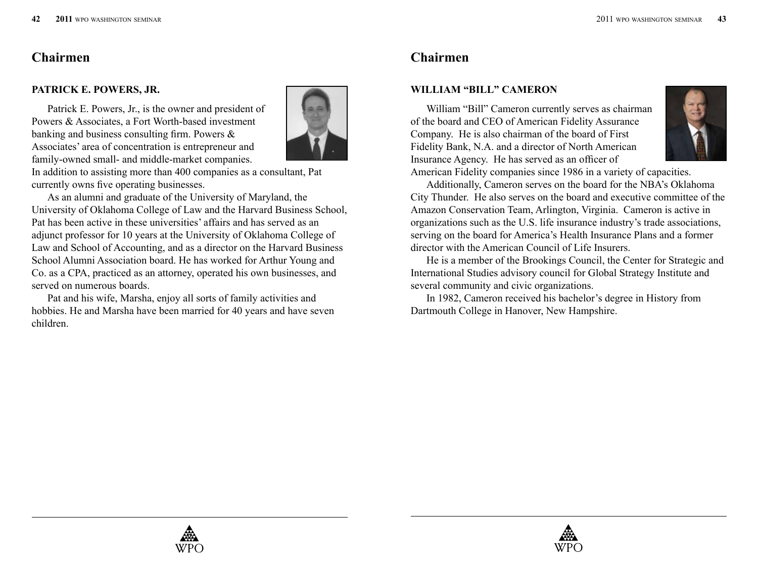## Chairmen

### PATRICK E. POWERS, JR.

Patrick E. Powers, Jr., is the owner and president of Powers & Associates, a Fort Worth-based investment banking and business consulting firm. Powers & Associates' area of concentration is entrepreneur and family-owned small- and middle-market companies. In addition to assisting more than 400 companies as a consultant, Pat currently owns five operating businesses.

As an alumni and graduate of the University of Maryland, the University of Oklahoma College of Law and the Harvard Business School, Pat has been active in these universities' affairs and has served as an adjunct professor for 10 years at the University of Oklahoma College of Law and School of Accounting, and as a director on the Harvard Business School Alumni Association board. He has worked for Arthur Young and Co. as a CPA, practiced as an attorney, operated his own businesses, and served on numerous boards.

Pat and his wife, Marsha, enjoy all sorts of family activities and hobbies. He and Marsha have been married for 40 years and have seven children.

## Chairmen

### WILLIAM "BILL" CAMERON

William "Bill" Cameron currently serves as chairman of the board and CEO of American Fidelity Assurance Company. He is also chairman of the board of First Fidelity Bank, N.A. and a director of North American Insurance Agency. He has served as an officer of American Fidelity companies since 1986 in a variety of capacities.

Additionally, Cameron serves on the board for the NBA's Oklahoma City Thunder. He also serves on the board and executive committee of the Amazon Conservation Team, Arlington, Virginia. Cameron is active in organizations such as the U.S. life insurance industry's trade associations, serving on the board for America's Health Insurance Plans and a former director with the American Council of Life Insurers.

He is a member of the Brookings Council, the Center for Strategic and International Studies advisory council for Global Strategy Institute and several community and civic organizations.

In 1982, Cameron received his bachelor's degree in History from Dartmouth College in Hanover, New Hampshire.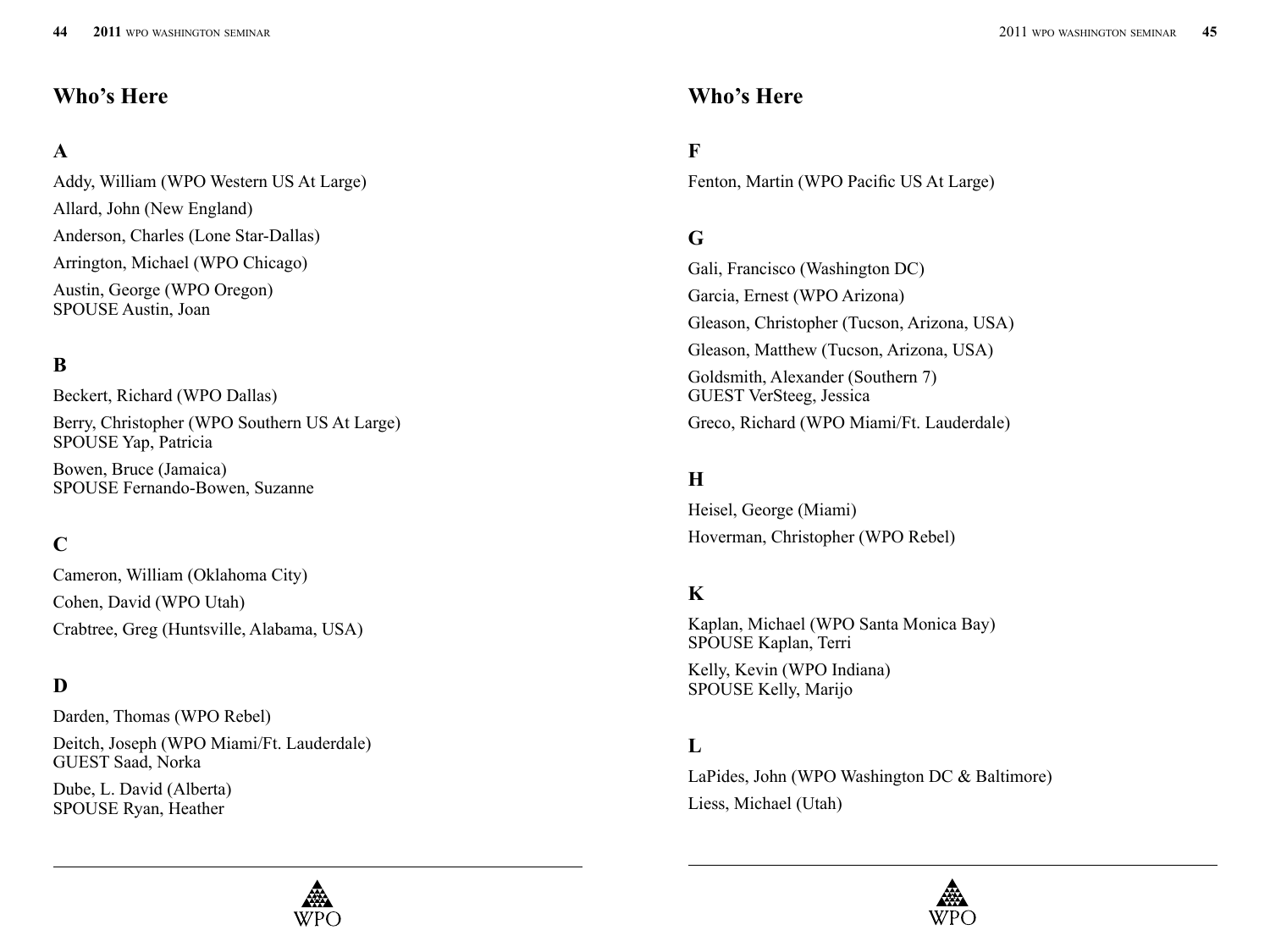## Who's Here

### A

Addy, William (WPO Western US At Large)

Allard, John (New England)

Anderson, Charles (Lone Star-Dallas)

Arrington, Michael (WPO Chicago)

Austin, George (WPO Oregon)
SPOUSE Austin, Joan

### B

Beckert, Richard (WPO Dallas)

Berry, Christopher (WPO Southern US At Large)
SPOUSE Yap, Patricia

Bowen, Bruce (Jamaica)
SPOUSE Fernando-Bowen, Suzanne

### C

Cameron, William (Oklahoma City)

Cohen, David (WPO Utah)

Crabtree, Greg (Huntsville, Alabama, USA)

### D

Darden, Thomas (WPO Rebel)

Deitch, Joseph (WPO Miami/Ft. Lauderdale)
GUEST Saad, Norka

Dube, L. David (Alberta)
SPOUSE Ryan, Heather

## Who's Here

### F

Fenton, Martin (WPO Pacific US At Large)

### G

Gali, Francisco (Washington DC)

Garcia, Ernest (WPO Arizona)

Gleason, Christopher (Tucson, Arizona, USA)

Gleason, Matthew (Tucson, Arizona, USA)

Goldsmith, Alexander (Southern 7)
GUEST VerSteeg, Jessica

Greco, Richard (WPO Miami/Ft. Lauderdale)

### H

Heisel, George (Miami)

Hoverman, Christopher (WPO Rebel)

### K

Kaplan, Michael (WPO Santa Monica Bay)
SPOUSE Kaplan, Terri

Kelly, Kevin (WPO Indiana)
SPOUSE Kelly, Marijo

### L

LaPides, John (WPO Washington DC & Baltimore)

Liess, Michael (Utah)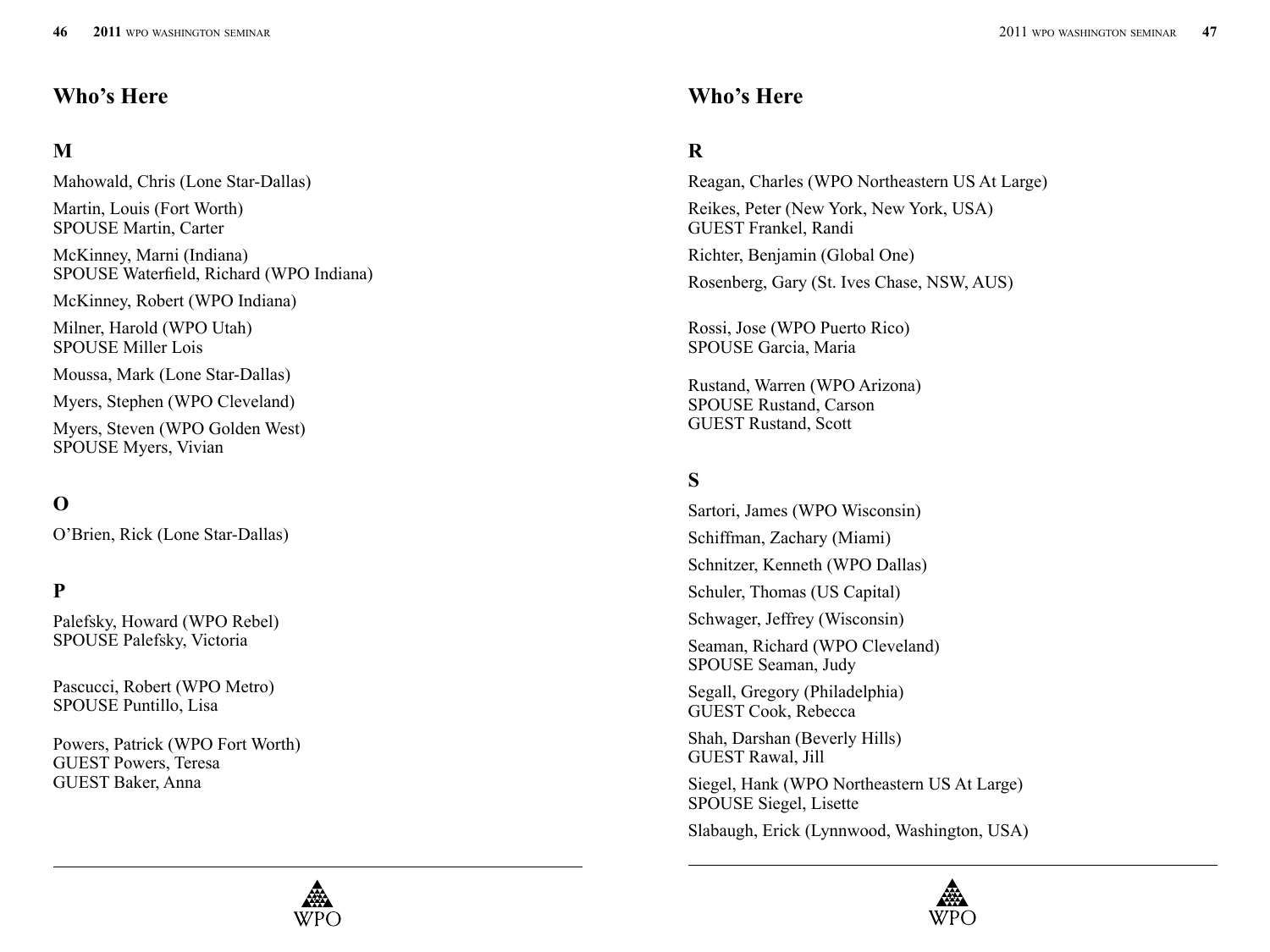## Who's Here

### M

Mahowald, Chris (Lone Star-Dallas)

Martin, Louis (Fort Worth)
SPOUSE Martin, Carter

McKinney, Marni (Indiana)
SPOUSE Waterfield, Richard (WPO Indiana)

McKinney, Robert (WPO Indiana)

Milner, Harold (WPO Utah)
SPOUSE Miller Lois

Moussa, Mark (Lone Star-Dallas)

Myers, Stephen (WPO Cleveland)

Myers, Steven (WPO Golden West)
SPOUSE Myers, Vivian

### O

O'Brien, Rick (Lone Star-Dallas)

### P

Palefsky, Howard (WPO Rebel)
SPOUSE Palefsky, Victoria

Pascucci, Robert (WPO Metro)
SPOUSE Puntillo, Lisa

Powers, Patrick (WPO Fort Worth)
GUEST Powers, Teresa
GUEST Baker, Anna

## Who's Here

### R

Reagan, Charles (WPO Northeastern US At Large)

Reikes, Peter (New York, New York, USA)
GUEST Frankel, Randi

Richter, Benjamin (Global One)

Rosenberg, Gary (St. Ives Chase, NSW, AUS)

Rossi, Jose (WPO Puerto Rico)
SPOUSE Garcia, Maria

Rustand, Warren (WPO Arizona)
SPOUSE Rustand, Carson
GUEST Rustand, Scott

### S

Sartori, James (WPO Wisconsin)

Schiffman, Zachary (Miami)

Schnitzer, Kenneth (WPO Dallas)

Schuler, Thomas (US Capital)

Schwager, Jeffrey (Wisconsin)

Seaman, Richard (WPO Cleveland)
SPOUSE Seaman, Judy

Segall, Gregory (Philadelphia)
GUEST Cook, Rebecca

Shah, Darshan (Beverly Hills)
GUEST Rawal, Jill

Siegel, Hank (WPO Northeastern US At Large)
SPOUSE Siegel, Lisette

Slabaugh, Erick (Lynnwood, Washington, USA)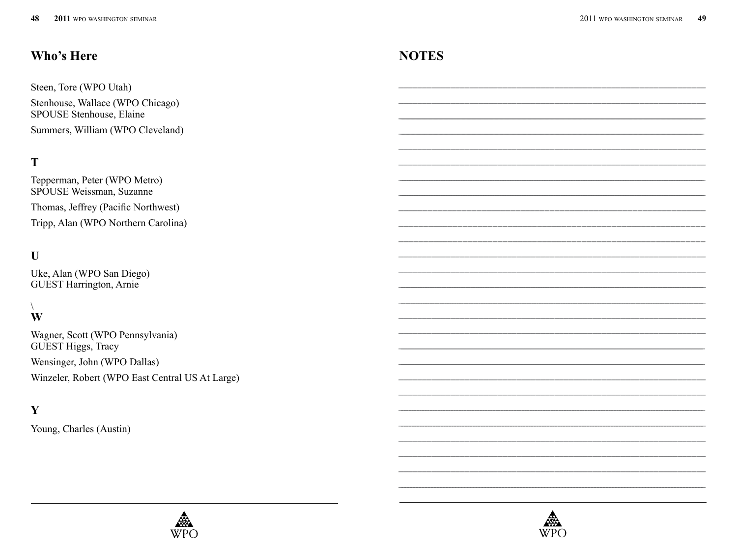## Who's Here

Steen, Tore (WPO Utah)

Stenhouse, Wallace (WPO Chicago)
SPOUSE Stenhouse, Elaine

Summers, William (WPO Cleveland)

### T

Tepperman, Peter (WPO Metro)
SPOUSE Weissman, Suzanne

Thomas, Jeffrey (Pacific Northwest)

Tripp, Alan (WPO Northern Carolina)

### U

Uke, Alan (WPO San Diego)
GUEST Harrington, Arnie

\

### W

Wagner, Scott (WPO Pennsylvania)
GUEST Higgs, Tracy

Wensinger, John (WPO Dallas)

Winzeler, Robert (WPO East Central US At Large)

### Y

Young, Charles (Austin)

## NOTES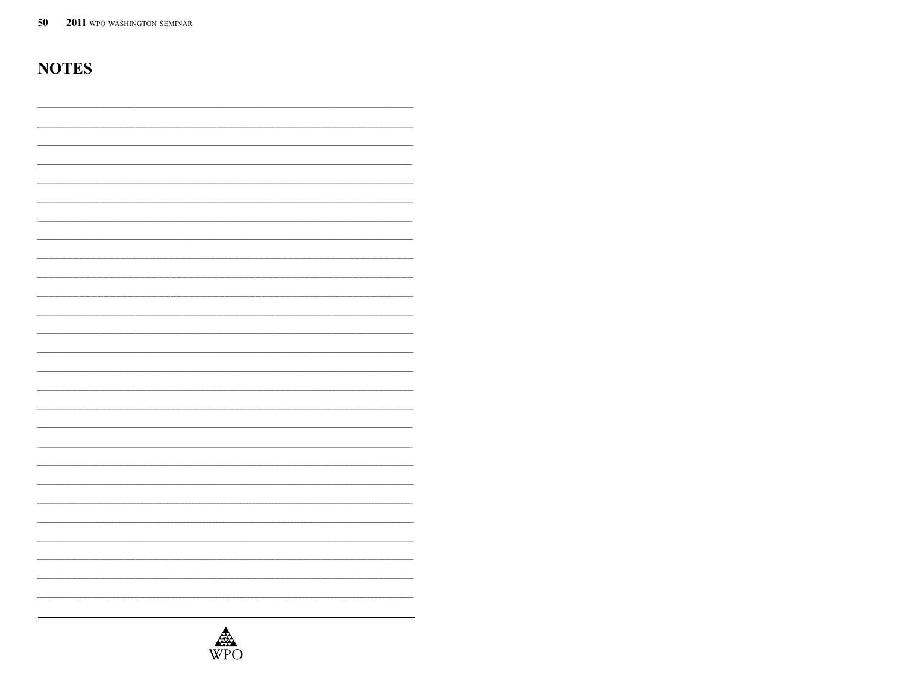# NOTES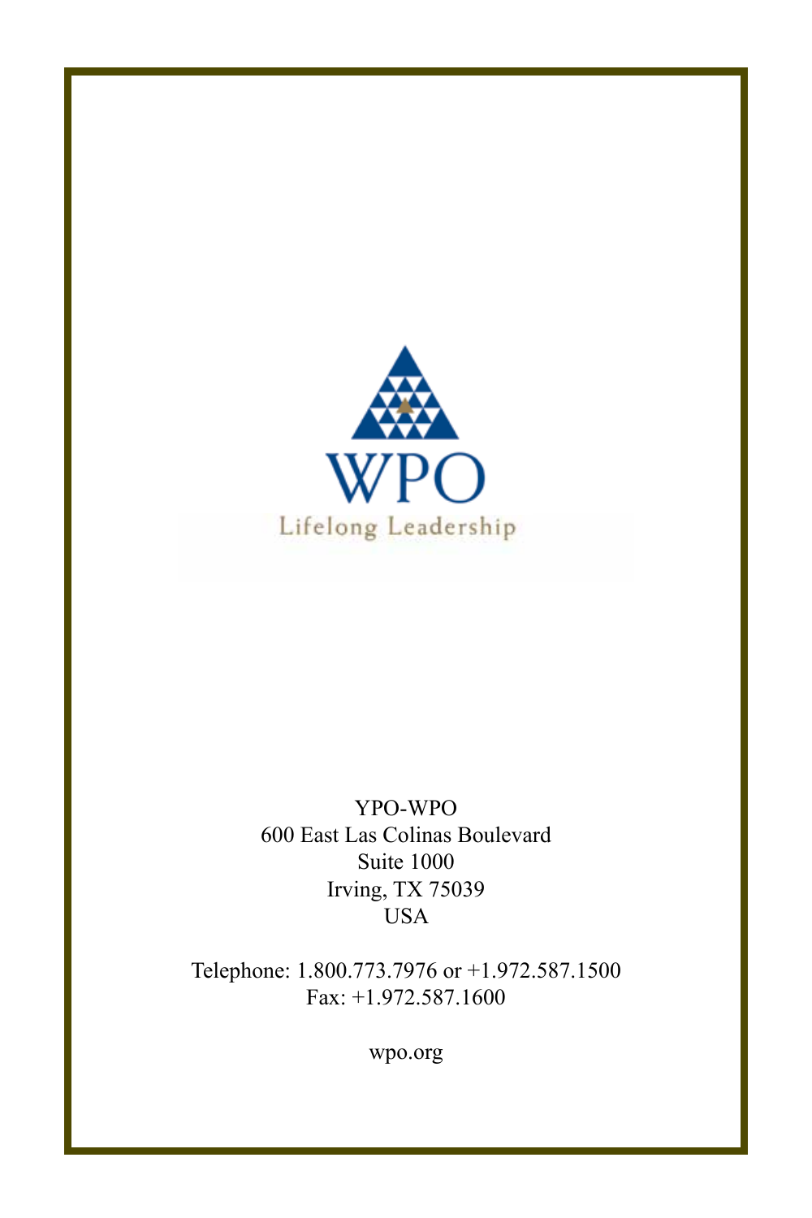WPO

Lifelong Leadership

YPO-WPO
600 East Las Colinas Boulevard
Suite 1000
Irving, TX 75039
USA

Telephone: 1.800.773.7976 or +1.972.587.1500
Fax: +1.972.587.1600

wpo.org